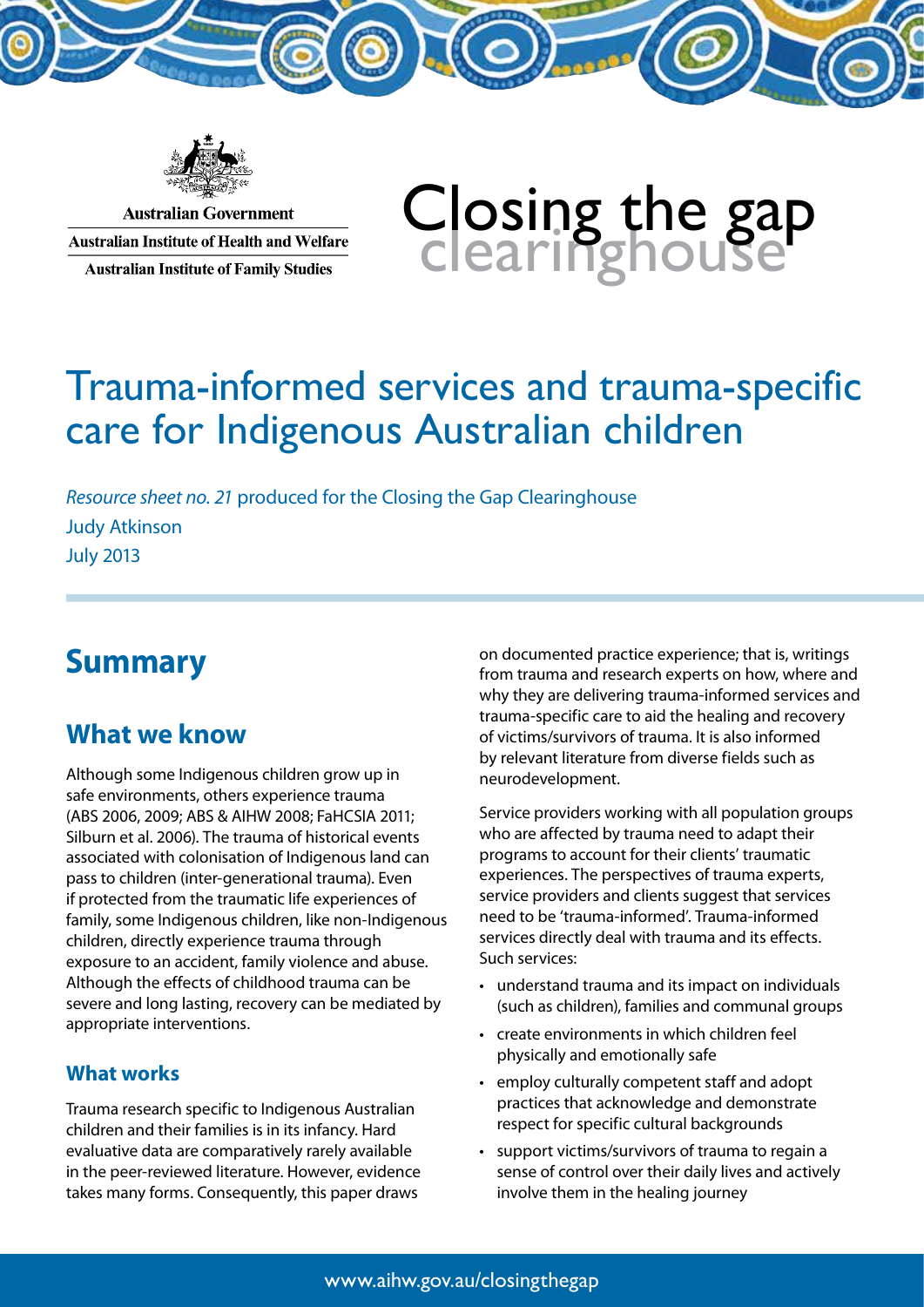Australian Government

Australian Institute of Health and Welfare

Australian Institute of Family Studies

Closing the gap clearinghouse

# Trauma-informed services and trauma-specific care for Indigenous Australian children

*Resource sheet no. 21* produced for the Closing the Gap Clearinghouse

Judy Atkinson

July 2013

## Summary

### What we know

Although some Indigenous children grow up in safe environments, others experience trauma (ABS 2006, 2009; ABS & AIHW 2008; FaHCSIA 2011; Silburn et al. 2006). The trauma of historical events associated with colonisation of Indigenous land can pass to children (inter-generational trauma). Even if protected from the traumatic life experiences of family, some Indigenous children, like non-Indigenous children, directly experience trauma through exposure to an accident, family violence and abuse. Although the effects of childhood trauma can be severe and long lasting, recovery can be mediated by appropriate interventions.

#### What works

Trauma research specific to Indigenous Australian children and their families is in its infancy. Hard evaluative data are comparatively rarely available in the peer-reviewed literature. However, evidence takes many forms. Consequently, this paper draws on documented practice experience; that is, writings from trauma and research experts on how, where and why they are delivering trauma-informed services and trauma-specific care to aid the healing and recovery of victims/survivors of trauma. It is also informed by relevant literature from diverse fields such as neurodevelopment.

Service providers working with all population groups who are affected by trauma need to adapt their programs to account for their clients' traumatic experiences. The perspectives of trauma experts, service providers and clients suggest that services need to be 'trauma-informed'. Trauma-informed services directly deal with trauma and its effects. Such services:

- understand trauma and its impact on individuals (such as children), families and communal groups
- create environments in which children feel physically and emotionally safe
- employ culturally competent staff and adopt practices that acknowledge and demonstrate respect for specific cultural backgrounds
- support victims/survivors of trauma to regain a sense of control over their daily lives and actively involve them in the healing journey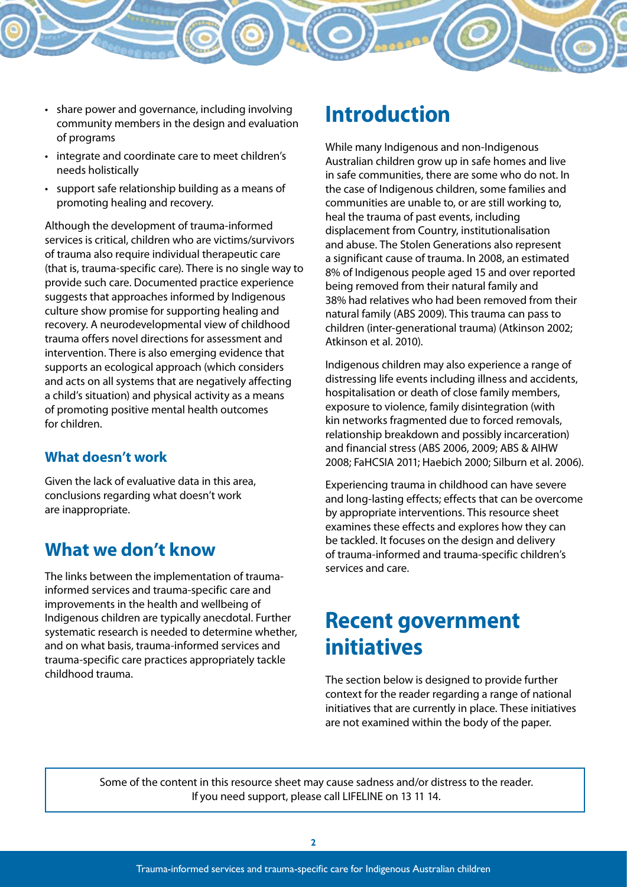- share power and governance, including involving community members in the design and evaluation of programs
- integrate and coordinate care to meet children's needs holistically
- support safe relationship building as a means of promoting healing and recovery.

Although the development of trauma-informed services is critical, children who are victims/survivors of trauma also require individual therapeutic care (that is, trauma-specific care). There is no single way to provide such care. Documented practice experience suggests that approaches informed by Indigenous culture show promise for supporting healing and recovery. A neurodevelopmental view of childhood trauma offers novel directions for assessment and intervention. There is also emerging evidence that supports an ecological approach (which considers and acts on all systems that are negatively affecting a child's situation) and physical activity as a means of promoting positive mental health outcomes for children.

### What doesn't work

Given the lack of evaluative data in this area, conclusions regarding what doesn't work are inappropriate.

## What we don't know

The links between the implementation of trauma-informed services and trauma-specific care and improvements in the health and wellbeing of Indigenous children are typically anecdotal. Further systematic research is needed to determine whether, and on what basis, trauma-informed services and trauma-specific care practices appropriately tackle childhood trauma.

# Introduction

While many Indigenous and non-Indigenous Australian children grow up in safe homes and live in safe communities, there are some who do not. In the case of Indigenous children, some families and communities are unable to, or are still working to, heal the trauma of past events, including displacement from Country, institutionalisation and abuse. The Stolen Generations also represent a significant cause of trauma. In 2008, an estimated 8% of Indigenous people aged 15 and over reported being removed from their natural family and 38% had relatives who had been removed from their natural family (ABS 2009). This trauma can pass to children (inter-generational trauma) (Atkinson 2002; Atkinson et al. 2010).

Indigenous children may also experience a range of distressing life events including illness and accidents, hospitalisation or death of close family members, exposure to violence, family disintegration (with kin networks fragmented due to forced removals, relationship breakdown and possibly incarceration) and financial stress (ABS 2006, 2009; ABS & AIHW 2008; FaHCSIA 2011; Haebich 2000; Silburn et al. 2006).

Experiencing trauma in childhood can have severe and long-lasting effects; effects that can be overcome by appropriate interventions. This resource sheet examines these effects and explores how they can be tackled. It focuses on the design and delivery of trauma-informed and trauma-specific children's services and care.

# Recent government initiatives

The section below is designed to provide further context for the reader regarding a range of national initiatives that are currently in place. These initiatives are not examined within the body of the paper.

Some of the content in this resource sheet may cause sadness and/or distress to the reader. If you need support, please call LIFELINE on 13 11 14.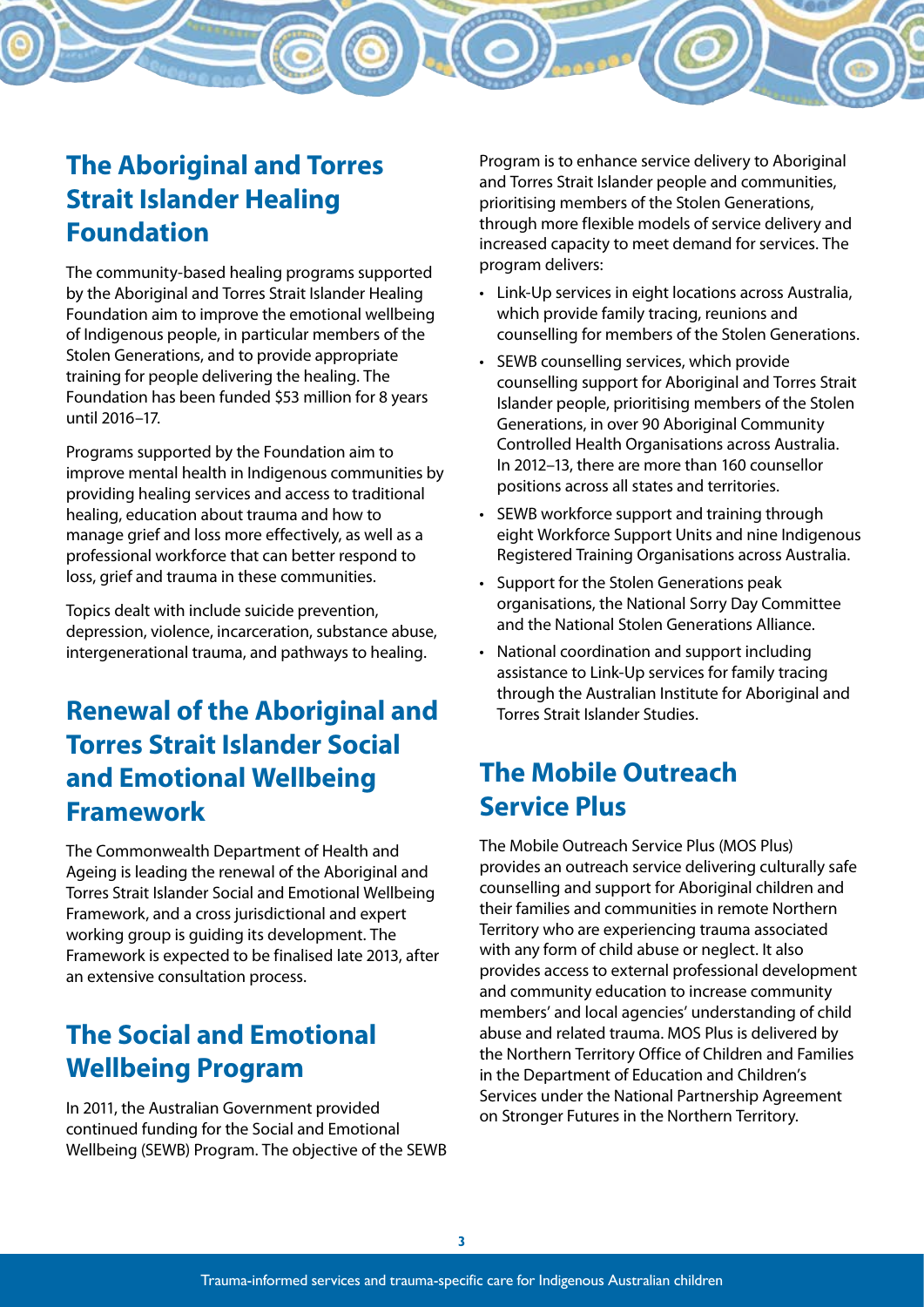## The Aboriginal and Torres Strait Islander Healing Foundation

The community-based healing programs supported by the Aboriginal and Torres Strait Islander Healing Foundation aim to improve the emotional wellbeing of Indigenous people, in particular members of the Stolen Generations, and to provide appropriate training for people delivering the healing. The Foundation has been funded $53 million for 8 years until 2016–17.

Programs supported by the Foundation aim to improve mental health in Indigenous communities by providing healing services and access to traditional healing, education about trauma and how to manage grief and loss more effectively, as well as a professional workforce that can better respond to loss, grief and trauma in these communities.

Topics dealt with include suicide prevention, depression, violence, incarceration, substance abuse, intergenerational trauma, and pathways to healing.

## Renewal of the Aboriginal and Torres Strait Islander Social and Emotional Wellbeing Framework

The Commonwealth Department of Health and Ageing is leading the renewal of the Aboriginal and Torres Strait Islander Social and Emotional Wellbeing Framework, and a cross jurisdictional and expert working group is guiding its development. The Framework is expected to be finalised late 2013, after an extensive consultation process.

## The Social and Emotional Wellbeing Program

In 2011, the Australian Government provided continued funding for the Social and Emotional Wellbeing (SEWB) Program. The objective of the SEWB Program is to enhance service delivery to Aboriginal and Torres Strait Islander people and communities, prioritising members of the Stolen Generations, through more flexible models of service delivery and increased capacity to meet demand for services. The program delivers:

- Link-Up services in eight locations across Australia, which provide family tracing, reunions and counselling for members of the Stolen Generations.
- SEWB counselling services, which provide counselling support for Aboriginal and Torres Strait Islander people, prioritising members of the Stolen Generations, in over 90 Aboriginal Community Controlled Health Organisations across Australia. In 2012–13, there are more than 160 counsellor positions across all states and territories.
- SEWB workforce support and training through eight Workforce Support Units and nine Indigenous Registered Training Organisations across Australia.
- Support for the Stolen Generations peak organisations, the National Sorry Day Committee and the National Stolen Generations Alliance.
- National coordination and support including assistance to Link-Up services for family tracing through the Australian Institute for Aboriginal and Torres Strait Islander Studies.

## The Mobile Outreach Service Plus

The Mobile Outreach Service Plus (MOS Plus) provides an outreach service delivering culturally safe counselling and support for Aboriginal children and their families and communities in remote Northern Territory who are experiencing trauma associated with any form of child abuse or neglect. It also provides access to external professional development and community education to increase community members' and local agencies' understanding of child abuse and related trauma. MOS Plus is delivered by the Northern Territory Office of Children and Families in the Department of Education and Children's Services under the National Partnership Agreement on Stronger Futures in the Northern Territory.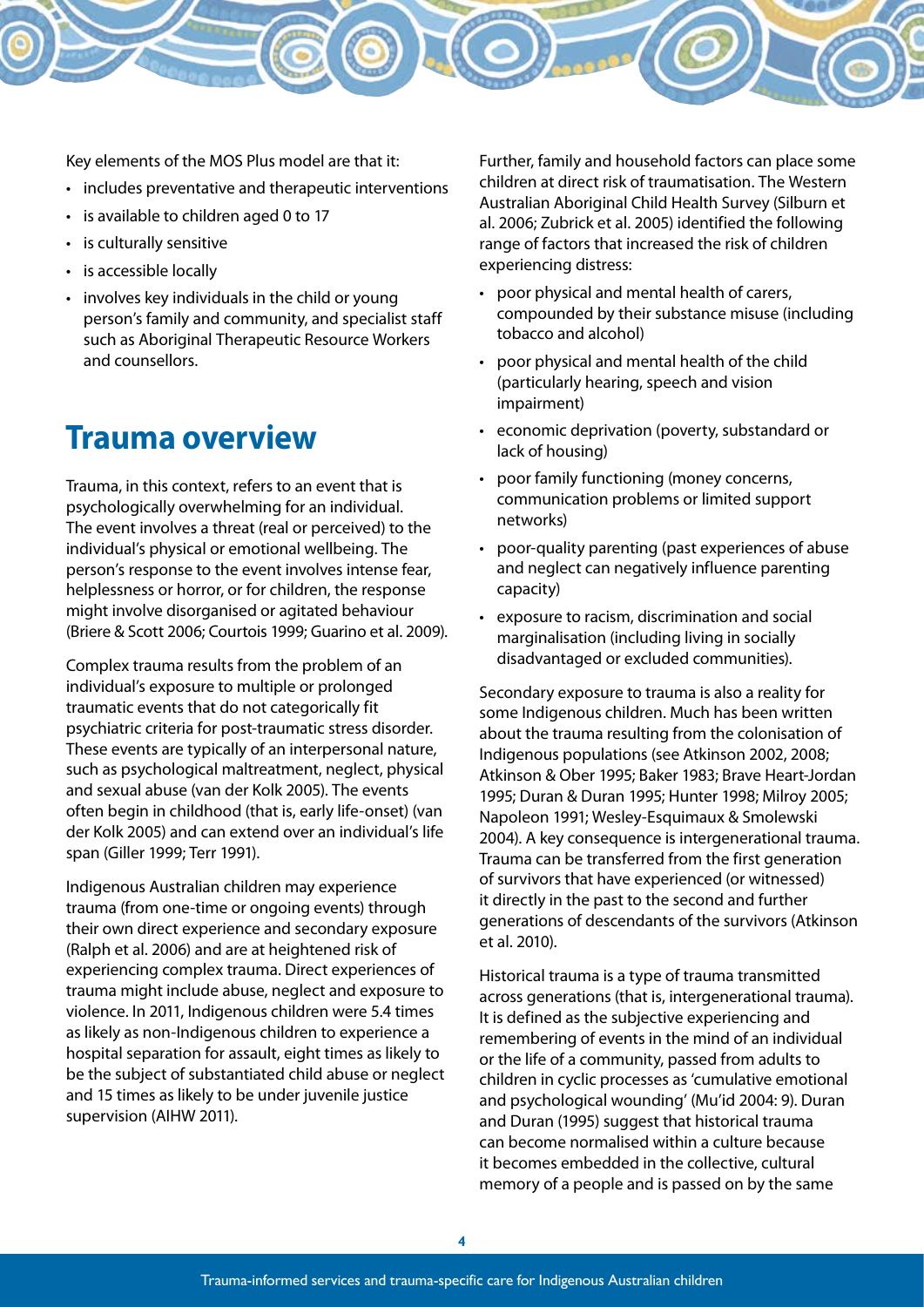Key elements of the MOS Plus model are that it:

- includes preventative and therapeutic interventions
- is available to children aged 0 to 17
- is culturally sensitive
- is accessible locally
- involves key individuals in the child or young person's family and community, and specialist staff such as Aboriginal Therapeutic Resource Workers and counsellors.

## Trauma overview

Trauma, in this context, refers to an event that is psychologically overwhelming for an individual. The event involves a threat (real or perceived) to the individual's physical or emotional wellbeing. The person's response to the event involves intense fear, helplessness or horror, or for children, the response might involve disorganised or agitated behaviour (Briere & Scott 2006; Courtois 1999; Guarino et al. 2009).

Complex trauma results from the problem of an individual's exposure to multiple or prolonged traumatic events that do not categorically fit psychiatric criteria for post-traumatic stress disorder. These events are typically of an interpersonal nature, such as psychological maltreatment, neglect, physical and sexual abuse (van der Kolk 2005). The events often begin in childhood (that is, early life-onset) (van der Kolk 2005) and can extend over an individual's life span (Giller 1999; Terr 1991).

Indigenous Australian children may experience trauma (from one-time or ongoing events) through their own direct experience and secondary exposure (Ralph et al. 2006) and are at heightened risk of experiencing complex trauma. Direct experiences of trauma might include abuse, neglect and exposure to violence. In 2011, Indigenous children were 5.4 times as likely as non-Indigenous children to experience a hospital separation for assault, eight times as likely to be the subject of substantiated child abuse or neglect and 15 times as likely to be under juvenile justice supervision (AIHW 2011).

Further, family and household factors can place some children at direct risk of traumatisation. The Western Australian Aboriginal Child Health Survey (Silburn et al. 2006; Zubrick et al. 2005) identified the following range of factors that increased the risk of children experiencing distress:

- poor physical and mental health of carers, compounded by their substance misuse (including tobacco and alcohol)
- poor physical and mental health of the child (particularly hearing, speech and vision impairment)
- economic deprivation (poverty, substandard or lack of housing)
- poor family functioning (money concerns, communication problems or limited support networks)
- poor-quality parenting (past experiences of abuse and neglect can negatively influence parenting capacity)
- exposure to racism, discrimination and social marginalisation (including living in socially disadvantaged or excluded communities).

Secondary exposure to trauma is also a reality for some Indigenous children. Much has been written about the trauma resulting from the colonisation of Indigenous populations (see Atkinson 2002, 2008; Atkinson & Ober 1995; Baker 1983; Brave Heart-Jordan 1995; Duran & Duran 1995; Hunter 1998; Milroy 2005; Napoleon 1991; Wesley-Esquimaux & Smolewski 2004). A key consequence is intergenerational trauma. Trauma can be transferred from the first generation of survivors that have experienced (or witnessed) it directly in the past to the second and further generations of descendants of the survivors (Atkinson et al. 2010).

Historical trauma is a type of trauma transmitted across generations (that is, intergenerational trauma). It is defined as the subjective experiencing and remembering of events in the mind of an individual or the life of a community, passed from adults to children in cyclic processes as 'cumulative emotional and psychological wounding' (Mu'id 2004: 9). Duran and Duran (1995) suggest that historical trauma can become normalised within a culture because it becomes embedded in the collective, cultural memory of a people and is passed on by the same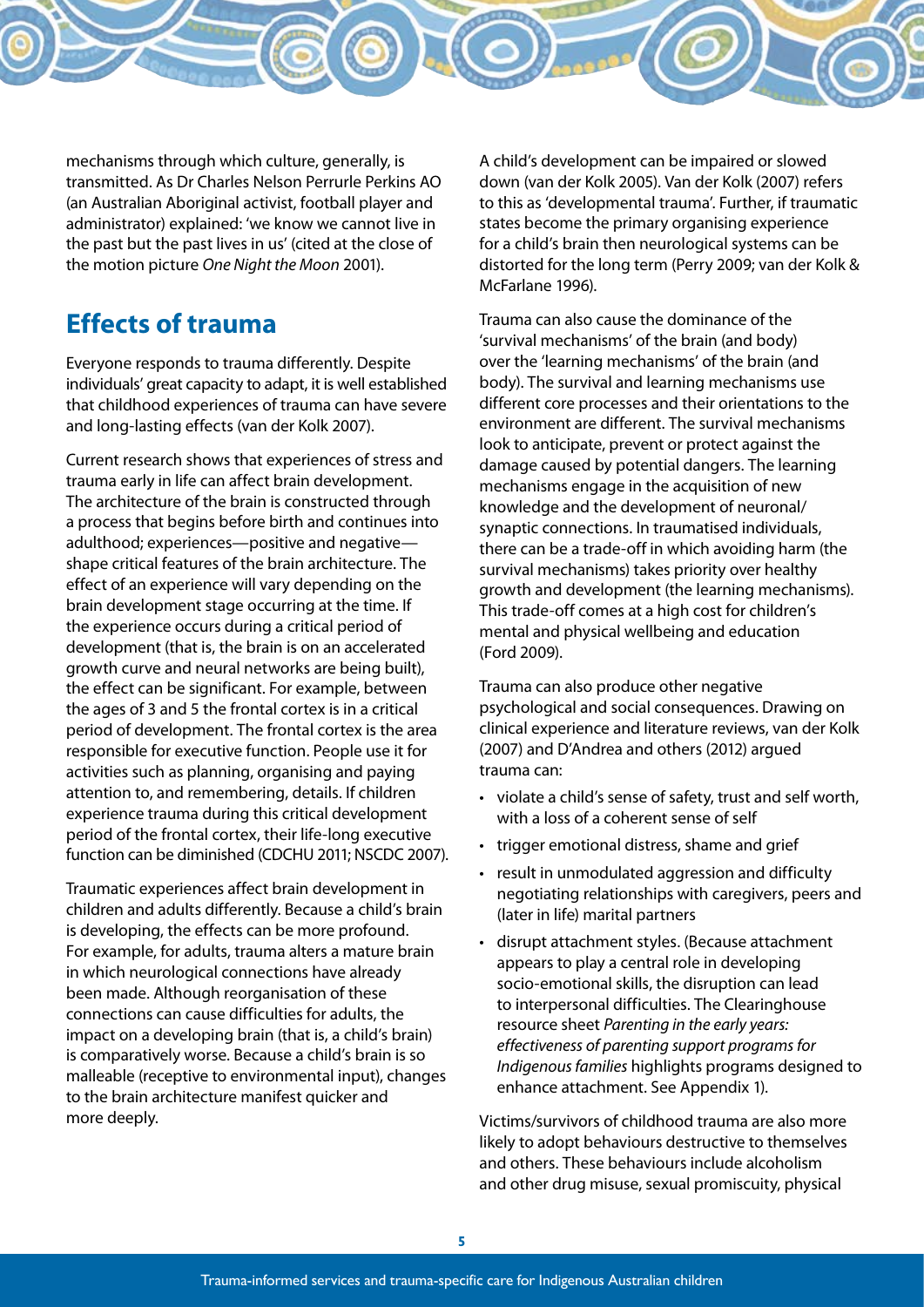mechanisms through which culture, generally, is transmitted. As Dr Charles Nelson Perrurle Perkins AO (an Australian Aboriginal activist, football player and administrator) explained: 'we know we cannot live in the past but the past lives in us' (cited at the close of the motion picture *One Night the Moon* 2001).

## Effects of trauma

Everyone responds to trauma differently. Despite individuals' great capacity to adapt, it is well established that childhood experiences of trauma can have severe and long-lasting effects (van der Kolk 2007).

Current research shows that experiences of stress and trauma early in life can affect brain development. The architecture of the brain is constructed through a process that begins before birth and continues into adulthood; experiences—positive and negative—shape critical features of the brain architecture. The effect of an experience will vary depending on the brain development stage occurring at the time. If the experience occurs during a critical period of development (that is, the brain is on an accelerated growth curve and neural networks are being built), the effect can be significant. For example, between the ages of 3 and 5 the frontal cortex is in a critical period of development. The frontal cortex is the area responsible for executive function. People use it for activities such as planning, organising and paying attention to, and remembering, details. If children experience trauma during this critical development period of the frontal cortex, their life-long executive function can be diminished (CDCHU 2011; NSCDC 2007).

Traumatic experiences affect brain development in children and adults differently. Because a child's brain is developing, the effects can be more profound. For example, for adults, trauma alters a mature brain in which neurological connections have already been made. Although reorganisation of these connections can cause difficulties for adults, the impact on a developing brain (that is, a child's brain) is comparatively worse. Because a child's brain is so malleable (receptive to environmental input), changes to the brain architecture manifest quicker and more deeply.

A child's development can be impaired or slowed down (van der Kolk 2005). Van der Kolk (2007) refers to this as 'developmental trauma'. Further, if traumatic states become the primary organising experience for a child's brain then neurological systems can be distorted for the long term (Perry 2009; van der Kolk & McFarlane 1996).

Trauma can also cause the dominance of the 'survival mechanisms' of the brain (and body) over the 'learning mechanisms' of the brain (and body). The survival and learning mechanisms use different core processes and their orientations to the environment are different. The survival mechanisms look to anticipate, prevent or protect against the damage caused by potential dangers. The learning mechanisms engage in the acquisition of new knowledge and the development of neuronal/synaptic connections. In traumatised individuals, there can be a trade-off in which avoiding harm (the survival mechanisms) takes priority over healthy growth and development (the learning mechanisms). This trade-off comes at a high cost for children's mental and physical wellbeing and education (Ford 2009).

Trauma can also produce other negative psychological and social consequences. Drawing on clinical experience and literature reviews, van der Kolk (2007) and D'Andrea and others (2012) argued trauma can:

- violate a child's sense of safety, trust and self worth, with a loss of a coherent sense of self
- trigger emotional distress, shame and grief
- result in unmodulated aggression and difficulty negotiating relationships with caregivers, peers and (later in life) marital partners
- disrupt attachment styles. (Because attachment appears to play a central role in developing socio-emotional skills, the disruption can lead to interpersonal difficulties. The Clearinghouse resource sheet *Parenting in the early years: effectiveness of parenting support programs for Indigenous families* highlights programs designed to enhance attachment. See Appendix 1).

Victims/survivors of childhood trauma are also more likely to adopt behaviours destructive to themselves and others. These behaviours include alcoholism and other drug misuse, sexual promiscuity, physical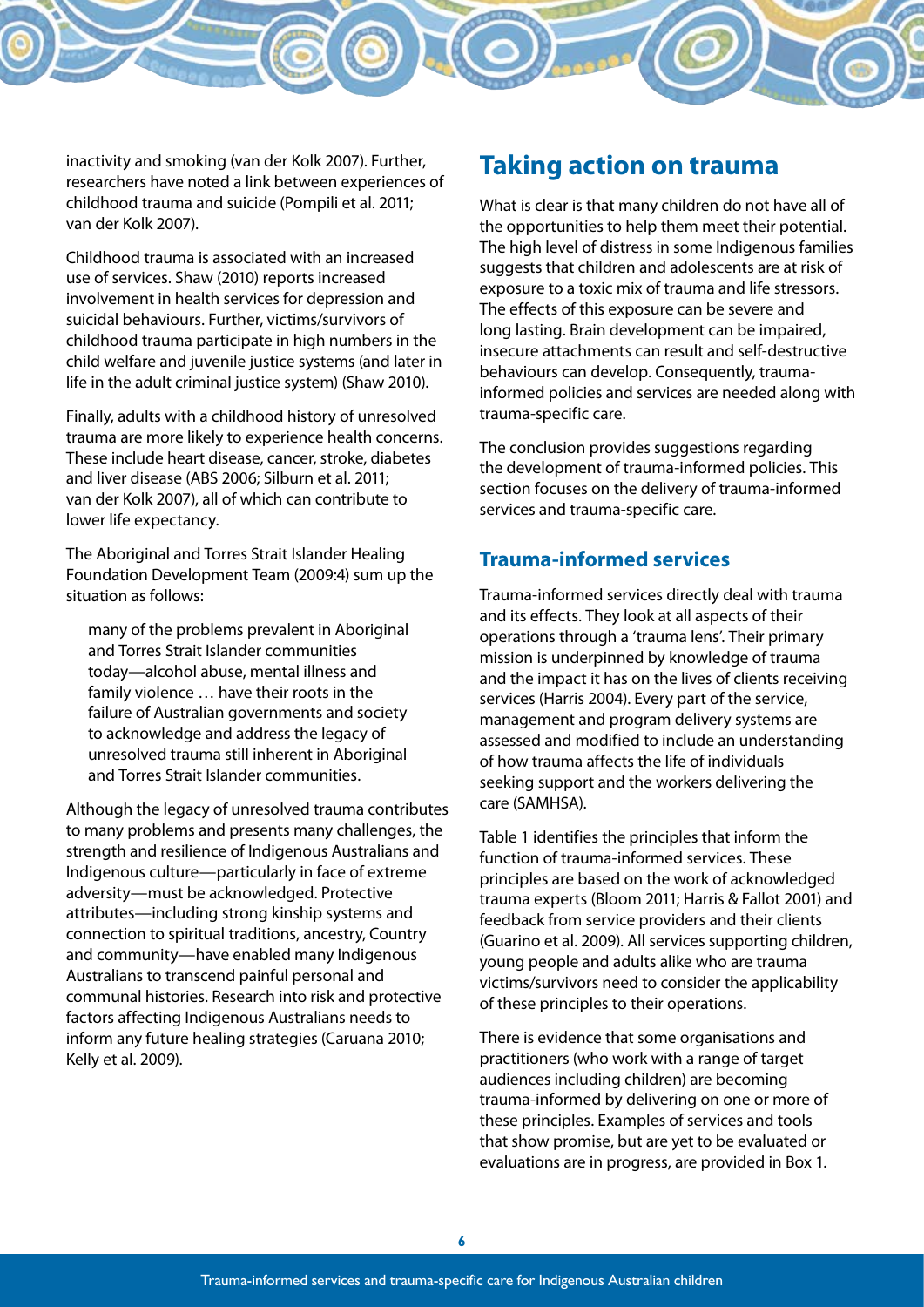inactivity and smoking (van der Kolk 2007). Further, researchers have noted a link between experiences of childhood trauma and suicide (Pompili et al. 2011; van der Kolk 2007).

Childhood trauma is associated with an increased use of services. Shaw (2010) reports increased involvement in health services for depression and suicidal behaviours. Further, victims/survivors of childhood trauma participate in high numbers in the child welfare and juvenile justice systems (and later in life in the adult criminal justice system) (Shaw 2010).

Finally, adults with a childhood history of unresolved trauma are more likely to experience health concerns. These include heart disease, cancer, stroke, diabetes and liver disease (ABS 2006; Silburn et al. 2011; van der Kolk 2007), all of which can contribute to lower life expectancy.

The Aboriginal and Torres Strait Islander Healing Foundation Development Team (2009:4) sum up the situation as follows:

> many of the problems prevalent in Aboriginal and Torres Strait Islander communities today—alcohol abuse, mental illness and family violence … have their roots in the failure of Australian governments and society to acknowledge and address the legacy of unresolved trauma still inherent in Aboriginal and Torres Strait Islander communities.

Although the legacy of unresolved trauma contributes to many problems and presents many challenges, the strength and resilience of Indigenous Australians and Indigenous culture—particularly in face of extreme adversity—must be acknowledged. Protective attributes—including strong kinship systems and connection to spiritual traditions, ancestry, Country and community—have enabled many Indigenous Australians to transcend painful personal and communal histories. Research into risk and protective factors affecting Indigenous Australians needs to inform any future healing strategies (Caruana 2010; Kelly et al. 2009).

## Taking action on trauma

What is clear is that many children do not have all of the opportunities to help them meet their potential. The high level of distress in some Indigenous families suggests that children and adolescents are at risk of exposure to a toxic mix of trauma and life stressors. The effects of this exposure can be severe and long lasting. Brain development can be impaired, insecure attachments can result and self-destructive behaviours can develop. Consequently, trauma-informed policies and services are needed along with trauma-specific care.

The conclusion provides suggestions regarding the development of trauma-informed policies. This section focuses on the delivery of trauma-informed services and trauma-specific care.

### Trauma-informed services

Trauma-informed services directly deal with trauma and its effects. They look at all aspects of their operations through a 'trauma lens'. Their primary mission is underpinned by knowledge of trauma and the impact it has on the lives of clients receiving services (Harris 2004). Every part of the service, management and program delivery systems are assessed and modified to include an understanding of how trauma affects the life of individuals seeking support and the workers delivering the care (SAMHSA).

Table 1 identifies the principles that inform the function of trauma-informed services. These principles are based on the work of acknowledged trauma experts (Bloom 2011; Harris & Fallot 2001) and feedback from service providers and their clients (Guarino et al. 2009). All services supporting children, young people and adults alike who are trauma victims/survivors need to consider the applicability of these principles to their operations.

There is evidence that some organisations and practitioners (who work with a range of target audiences including children) are becoming trauma-informed by delivering on one or more of these principles. Examples of services and tools that show promise, but are yet to be evaluated or evaluations are in progress, are provided in Box 1.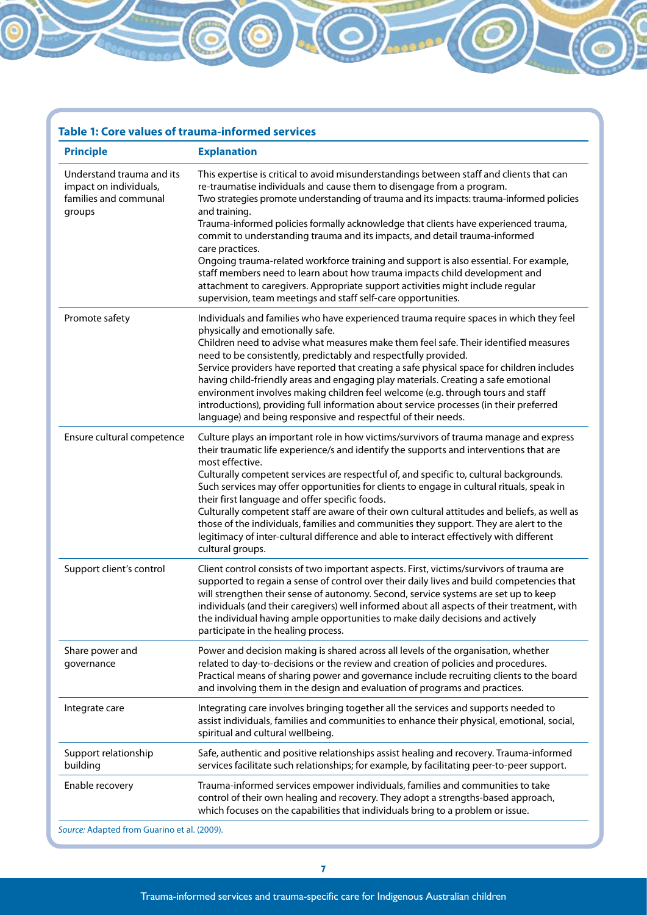**Table 1: Core values of trauma-informed services**

| Principle | Explanation |
|---|---|
| Understand trauma and its impact on individuals, families and communal groups | This expertise is critical to avoid misunderstandings between staff and clients that can re-traumatise individuals and cause them to disengage from a program.<br>Two strategies promote understanding of trauma and its impacts: trauma-informed policies and training.<br>Trauma-informed policies formally acknowledge that clients have experienced trauma, commit to understanding trauma and its impacts, and detail trauma-informed care practices.<br>Ongoing trauma-related workforce training and support is also essential. For example, staff members need to learn about how trauma impacts child development and attachment to caregivers. Appropriate support activities might include regular supervision, team meetings and staff self-care opportunities. |
| Promote safety | Individuals and families who have experienced trauma require spaces in which they feel physically and emotionally safe.<br>Children need to advise what measures make them feel safe. Their identified measures need to be consistently, predictably and respectfully provided.<br>Service providers have reported that creating a safe physical space for children includes having child-friendly areas and engaging play materials. Creating a safe emotional environment involves making children feel welcome (e.g. through tours and staff introductions), providing full information about service processes (in their preferred language) and being responsive and respectful of their needs. |
| Ensure cultural competence | Culture plays an important role in how victims/survivors of trauma manage and express their traumatic life experience/s and identify the supports and interventions that are most effective.<br>Culturally competent services are respectful of, and specific to, cultural backgrounds. Such services may offer opportunities for clients to engage in cultural rituals, speak in their first language and offer specific foods.<br>Culturally competent staff are aware of their own cultural attitudes and beliefs, as well as those of the individuals, families and communities they support. They are alert to the legitimacy of inter-cultural difference and able to interact effectively with different cultural groups. |
| Support client's control | Client control consists of two important aspects. First, victims/survivors of trauma are supported to regain a sense of control over their daily lives and build competencies that will strengthen their sense of autonomy. Second, service systems are set up to keep individuals (and their caregivers) well informed about all aspects of their treatment, with the individual having ample opportunities to make daily decisions and actively participate in the healing process. |
| Share power and governance | Power and decision making is shared across all levels of the organisation, whether related to day-to-decisions or the review and creation of policies and procedures. Practical means of sharing power and governance include recruiting clients to the board and involving them in the design and evaluation of programs and practices. |
| Integrate care | Integrating care involves bringing together all the services and supports needed to assist individuals, families and communities to enhance their physical, emotional, social, spiritual and cultural wellbeing. |
| Support relationship building | Safe, authentic and positive relationships assist healing and recovery. Trauma-informed services facilitate such relationships; for example, by facilitating peer-to-peer support. |
| Enable recovery | Trauma-informed services empower individuals, families and communities to take control of their own healing and recovery. They adopt a strengths-based approach, which focuses on the capabilities that individuals bring to a problem or issue. |

*Source:* Adapted from Guarino et al. (2009).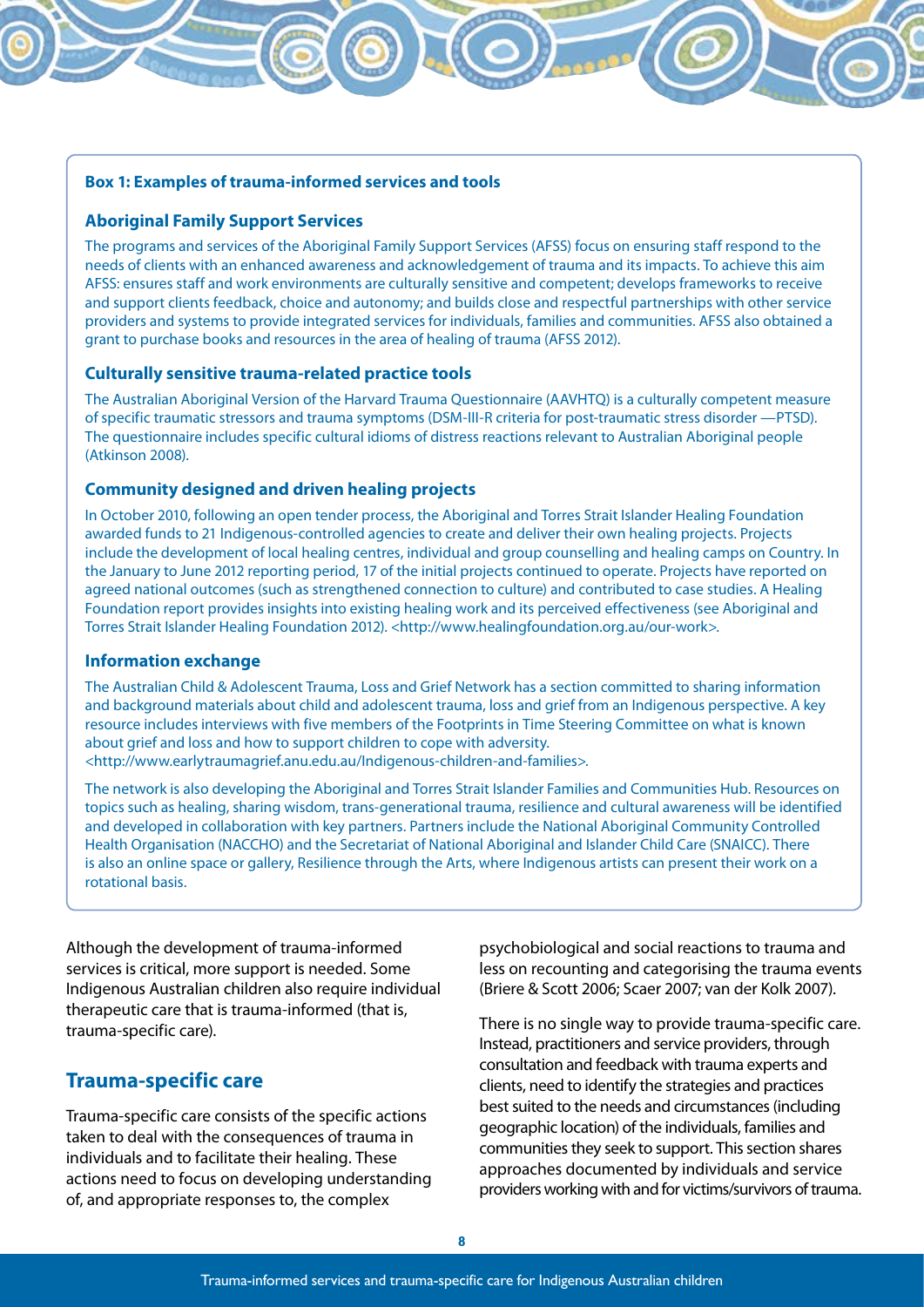**Box 1: Examples of trauma-informed services and tools**

**Aboriginal Family Support Services**

The programs and services of the Aboriginal Family Support Services (AFSS) focus on ensuring staff respond to the needs of clients with an enhanced awareness and acknowledgement of trauma and its impacts. To achieve this aim AFSS: ensures staff and work environments are culturally sensitive and competent; develops frameworks to receive and support clients feedback, choice and autonomy; and builds close and respectful partnerships with other service providers and systems to provide integrated services for individuals, families and communities. AFSS also obtained a grant to purchase books and resources in the area of healing of trauma (AFSS 2012).

**Culturally sensitive trauma-related practice tools**

The Australian Aboriginal Version of the Harvard Trauma Questionnaire (AAVHTQ) is a culturally competent measure of specific traumatic stressors and trauma symptoms (DSM-III-R criteria for post-traumatic stress disorder —PTSD). The questionnaire includes specific cultural idioms of distress reactions relevant to Australian Aboriginal people (Atkinson 2008).

**Community designed and driven healing projects**

In October 2010, following an open tender process, the Aboriginal and Torres Strait Islander Healing Foundation awarded funds to 21 Indigenous-controlled agencies to create and deliver their own healing projects. Projects include the development of local healing centres, individual and group counselling and healing camps on Country. In the January to June 2012 reporting period, 17 of the initial projects continued to operate. Projects have reported on agreed national outcomes (such as strengthened connection to culture) and contributed to case studies. A Healing Foundation report provides insights into existing healing work and its perceived effectiveness (see Aboriginal and Torres Strait Islander Healing Foundation 2012). <http://www.healingfoundation.org.au/our-work>.

**Information exchange**

The Australian Child & Adolescent Trauma, Loss and Grief Network has a section committed to sharing information and background materials about child and adolescent trauma, loss and grief from an Indigenous perspective. A key resource includes interviews with five members of the Footprints in Time Steering Committee on what is known about grief and loss and how to support children to cope with adversity. <http://www.earlytraumagrief.anu.edu.au/Indigenous-children-and-families>.

The network is also developing the Aboriginal and Torres Strait Islander Families and Communities Hub. Resources on topics such as healing, sharing wisdom, trans-generational trauma, resilience and cultural awareness will be identified and developed in collaboration with key partners. Partners include the National Aboriginal Community Controlled Health Organisation (NACCHO) and the Secretariat of National Aboriginal and Islander Child Care (SNAICC). There is also an online space or gallery, Resilience through the Arts, where Indigenous artists can present their work on a rotational basis.

Although the development of trauma-informed services is critical, more support is needed. Some Indigenous Australian children also require individual therapeutic care that is trauma-informed (that is, trauma-specific care).

## Trauma-specific care

Trauma-specific care consists of the specific actions taken to deal with the consequences of trauma in individuals and to facilitate their healing. These actions need to focus on developing understanding of, and appropriate responses to, the complex psychobiological and social reactions to trauma and less on recounting and categorising the trauma events (Briere & Scott 2006; Scaer 2007; van der Kolk 2007).

There is no single way to provide trauma-specific care. Instead, practitioners and service providers, through consultation and feedback with trauma experts and clients, need to identify the strategies and practices best suited to the needs and circumstances (including geographic location) of the individuals, families and communities they seek to support. This section shares approaches documented by individuals and service providers working with and for victims/survivors of trauma.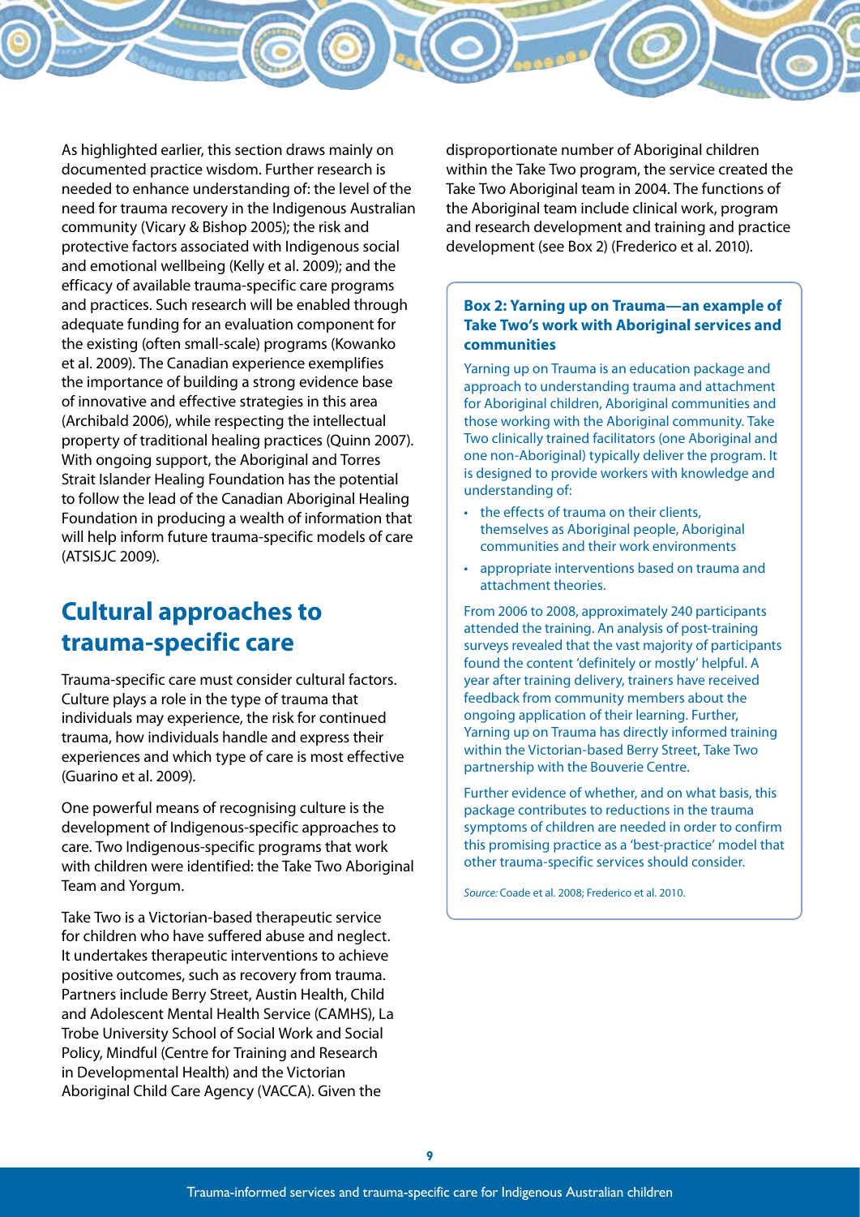As highlighted earlier, this section draws mainly on documented practice wisdom. Further research is needed to enhance understanding of: the level of the need for trauma recovery in the Indigenous Australian community (Vicary & Bishop 2005); the risk and protective factors associated with Indigenous social and emotional wellbeing (Kelly et al. 2009); and the efficacy of available trauma-specific care programs and practices. Such research will be enabled through adequate funding for an evaluation component for the existing (often small-scale) programs (Kowanko et al. 2009). The Canadian experience exemplifies the importance of building a strong evidence base of innovative and effective strategies in this area (Archibald 2006), while respecting the intellectual property of traditional healing practices (Quinn 2007). With ongoing support, the Aboriginal and Torres Strait Islander Healing Foundation has the potential to follow the lead of the Canadian Aboriginal Healing Foundation in producing a wealth of information that will help inform future trauma-specific models of care (ATSISJC 2009).

## Cultural approaches to trauma-specific care

Trauma-specific care must consider cultural factors. Culture plays a role in the type of trauma that individuals may experience, the risk for continued trauma, how individuals handle and express their experiences and which type of care is most effective (Guarino et al. 2009).

One powerful means of recognising culture is the development of Indigenous-specific approaches to care. Two Indigenous-specific programs that work with children were identified: the Take Two Aboriginal Team and Yorgum.

Take Two is a Victorian-based therapeutic service for children who have suffered abuse and neglect. It undertakes therapeutic interventions to achieve positive outcomes, such as recovery from trauma. Partners include Berry Street, Austin Health, Child and Adolescent Mental Health Service (CAMHS), La Trobe University School of Social Work and Social Policy, Mindful (Centre for Training and Research in Developmental Health) and the Victorian Aboriginal Child Care Agency (VACCA). Given the disproportionate number of Aboriginal children within the Take Two program, the service created the Take Two Aboriginal team in 2004. The functions of the Aboriginal team include clinical work, program and research development and training and practice development (see Box 2) (Frederico et al. 2010).

**Box 2: Yarning up on Trauma—an example of Take Two's work with Aboriginal services and communities**

Yarning up on Trauma is an education package and approach to understanding trauma and attachment for Aboriginal children, Aboriginal communities and those working with the Aboriginal community. Take Two clinically trained facilitators (one Aboriginal and one non-Aboriginal) typically deliver the program. It is designed to provide workers with knowledge and understanding of:

- the effects of trauma on their clients, themselves as Aboriginal people, Aboriginal communities and their work environments
- appropriate interventions based on trauma and attachment theories.

From 2006 to 2008, approximately 240 participants attended the training. An analysis of post-training surveys revealed that the vast majority of participants found the content 'definitely or mostly' helpful. A year after training delivery, trainers have received feedback from community members about the ongoing application of their learning. Further, Yarning up on Trauma has directly informed training within the Victorian-based Berry Street, Take Two partnership with the Bouverie Centre.

Further evidence of whether, and on what basis, this package contributes to reductions in the trauma symptoms of children are needed in order to confirm this promising practice as a 'best-practice' model that other trauma-specific services should consider.

*Source:* Coade et al. 2008; Frederico et al. 2010.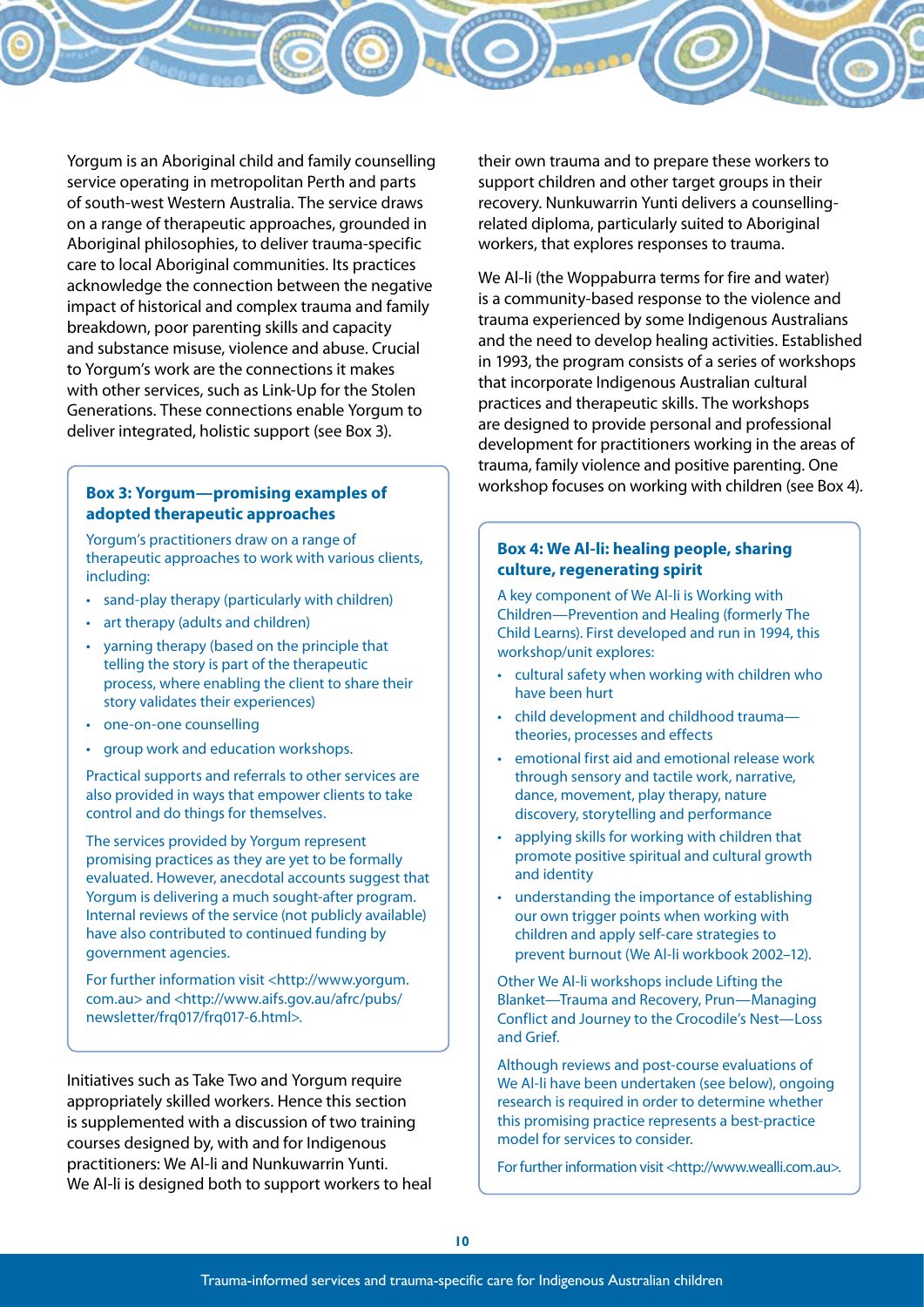Yorgum is an Aboriginal child and family counselling service operating in metropolitan Perth and parts of south-west Western Australia. The service draws on a range of therapeutic approaches, grounded in Aboriginal philosophies, to deliver trauma-specific care to local Aboriginal communities. Its practices acknowledge the connection between the negative impact of historical and complex trauma and family breakdown, poor parenting skills and capacity and substance misuse, violence and abuse. Crucial to Yorgum's work are the connections it makes with other services, such as Link-Up for the Stolen Generations. These connections enable Yorgum to deliver integrated, holistic support (see Box 3).

> **Box 3: Yorgum—promising examples of adopted therapeutic approaches**
>
> Yorgum's practitioners draw on a range of therapeutic approaches to work with various clients, including:
>
> - sand-play therapy (particularly with children)
> - art therapy (adults and children)
> - yarning therapy (based on the principle that telling the story is part of the therapeutic process, where enabling the client to share their story validates their experiences)
> - one-on-one counselling
> - group work and education workshops.
>
> Practical supports and referrals to other services are also provided in ways that empower clients to take control and do things for themselves.
>
> The services provided by Yorgum represent promising practices as they are yet to be formally evaluated. However, anecdotal accounts suggest that Yorgum is delivering a much sought-after program. Internal reviews of the service (not publicly available) have also contributed to continued funding by government agencies.
>
> For further information visit <http://www.yorgum.com.au> and <http://www.aifs.gov.au/afrc/pubs/newsletter/frq017/frq017-6.html>.

Initiatives such as Take Two and Yorgum require appropriately skilled workers. Hence this section is supplemented with a discussion of two training courses designed by, with and for Indigenous practitioners: We Al-li and Nunkuwarrin Yunti. We Al-li is designed both to support workers to heal their own trauma and to prepare these workers to support children and other target groups in their recovery. Nunkuwarrin Yunti delivers a counselling-related diploma, particularly suited to Aboriginal workers, that explores responses to trauma.

We Al-li (the Woppaburra terms for fire and water) is a community-based response to the violence and trauma experienced by some Indigenous Australians and the need to develop healing activities. Established in 1993, the program consists of a series of workshops that incorporate Indigenous Australian cultural practices and therapeutic skills. The workshops are designed to provide personal and professional development for practitioners working in the areas of trauma, family violence and positive parenting. One workshop focuses on working with children (see Box 4).

> **Box 4: We Al-li: healing people, sharing culture, regenerating spirit**
>
> A key component of We Al-li is Working with Children—Prevention and Healing (formerly The Child Learns). First developed and run in 1994, this workshop/unit explores:
>
> - cultural safety when working with children who have been hurt
> - child development and childhood trauma—theories, processes and effects
> - emotional first aid and emotional release work through sensory and tactile work, narrative, dance, movement, play therapy, nature discovery, storytelling and performance
> - applying skills for working with children that promote positive spiritual and cultural growth and identity
> - understanding the importance of establishing our own trigger points when working with children and apply self-care strategies to prevent burnout (We Al-li workbook 2002–12).
>
> Other We Al-li workshops include Lifting the Blanket—Trauma and Recovery, Prun—Managing Conflict and Journey to the Crocodile's Nest—Loss and Grief.
>
> Although reviews and post-course evaluations of We Al-li have been undertaken (see below), ongoing research is required in order to determine whether this promising practice represents a best-practice model for services to consider.
>
> For further information visit <http://www.wealli.com.au>.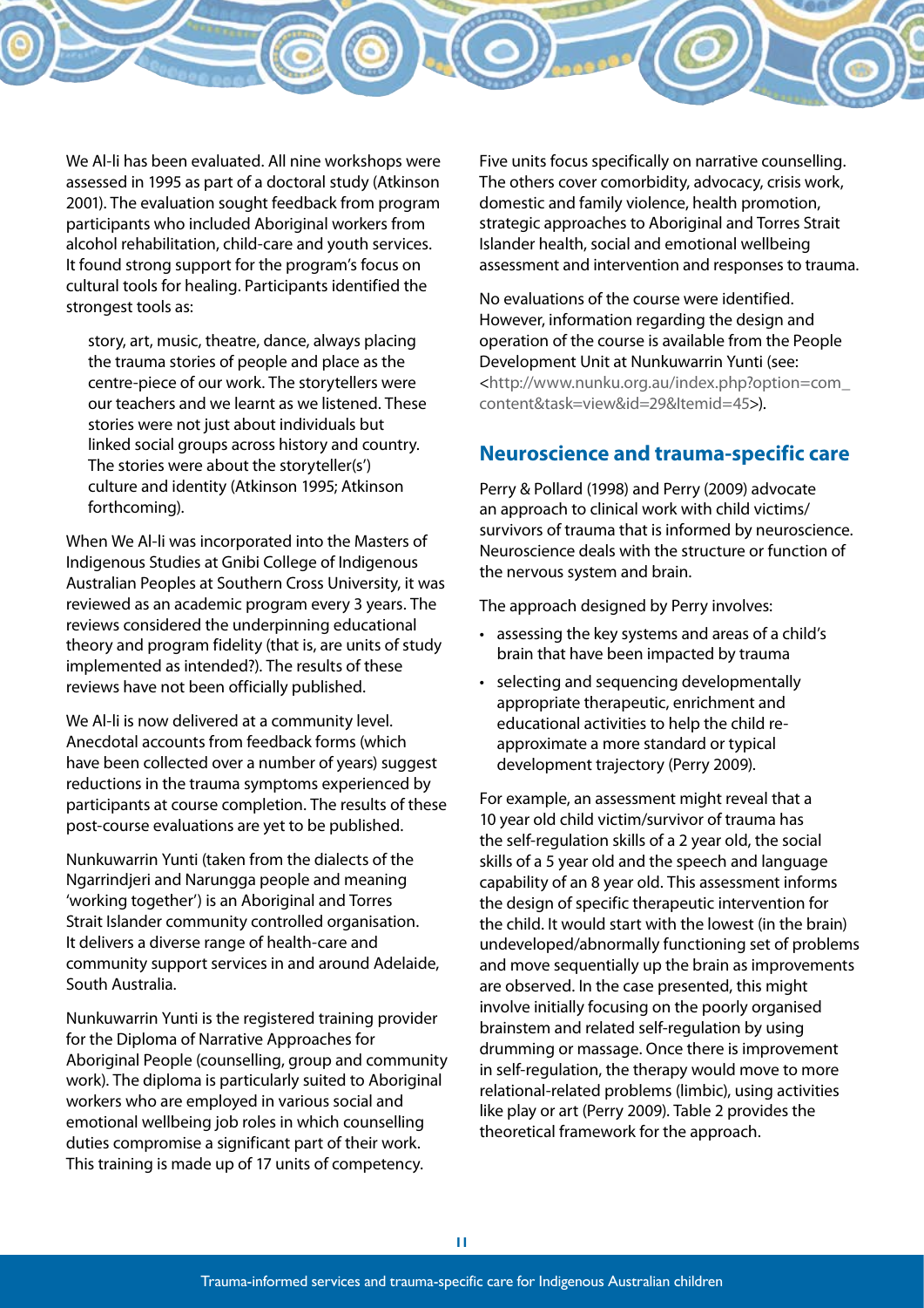We Al-li has been evaluated. All nine workshops were assessed in 1995 as part of a doctoral study (Atkinson 2001). The evaluation sought feedback from program participants who included Aboriginal workers from alcohol rehabilitation, child-care and youth services. It found strong support for the program's focus on cultural tools for healing. Participants identified the strongest tools as:

> story, art, music, theatre, dance, always placing the trauma stories of people and place as the centre-piece of our work. The storytellers were our teachers and we learnt as we listened. These stories were not just about individuals but linked social groups across history and country. The stories were about the storyteller(s') culture and identity (Atkinson 1995; Atkinson forthcoming).

When We Al-li was incorporated into the Masters of Indigenous Studies at Gnibi College of Indigenous Australian Peoples at Southern Cross University, it was reviewed as an academic program every 3 years. The reviews considered the underpinning educational theory and program fidelity (that is, are units of study implemented as intended?). The results of these reviews have not been officially published.

We Al-li is now delivered at a community level. Anecdotal accounts from feedback forms (which have been collected over a number of years) suggest reductions in the trauma symptoms experienced by participants at course completion. The results of these post-course evaluations are yet to be published.

Nunkuwarrin Yunti (taken from the dialects of the Ngarrindjeri and Narungga people and meaning 'working together') is an Aboriginal and Torres Strait Islander community controlled organisation. It delivers a diverse range of health-care and community support services in and around Adelaide, South Australia.

Nunkuwarrin Yunti is the registered training provider for the Diploma of Narrative Approaches for Aboriginal People (counselling, group and community work). The diploma is particularly suited to Aboriginal workers who are employed in various social and emotional wellbeing job roles in which counselling duties compromise a significant part of their work. This training is made up of 17 units of competency.

Five units focus specifically on narrative counselling. The others cover comorbidity, advocacy, crisis work, domestic and family violence, health promotion, strategic approaches to Aboriginal and Torres Strait Islander health, social and emotional wellbeing assessment and intervention and responses to trauma.

No evaluations of the course were identified. However, information regarding the design and operation of the course is available from the People Development Unit at Nunkuwarrin Yunti (see: <http://www.nunku.org.au/index.php?option=com_content&task=view&id=29&Itemid=45>).

## Neuroscience and trauma-specific care

Perry & Pollard (1998) and Perry (2009) advocate an approach to clinical work with child victims/survivors of trauma that is informed by neuroscience. Neuroscience deals with the structure or function of the nervous system and brain.

The approach designed by Perry involves:

- assessing the key systems and areas of a child's brain that have been impacted by trauma
- selecting and sequencing developmentally appropriate therapeutic, enrichment and educational activities to help the child re-approximate a more standard or typical development trajectory (Perry 2009).

For example, an assessment might reveal that a 10 year old child victim/survivor of trauma has the self-regulation skills of a 2 year old, the social skills of a 5 year old and the speech and language capability of an 8 year old. This assessment informs the design of specific therapeutic intervention for the child. It would start with the lowest (in the brain) undeveloped/abnormally functioning set of problems and move sequentially up the brain as improvements are observed. In the case presented, this might involve initially focusing on the poorly organised brainstem and related self-regulation by using drumming or massage. Once there is improvement in self-regulation, the therapy would move to more relational-related problems (limbic), using activities like play or art (Perry 2009). Table 2 provides the theoretical framework for the approach.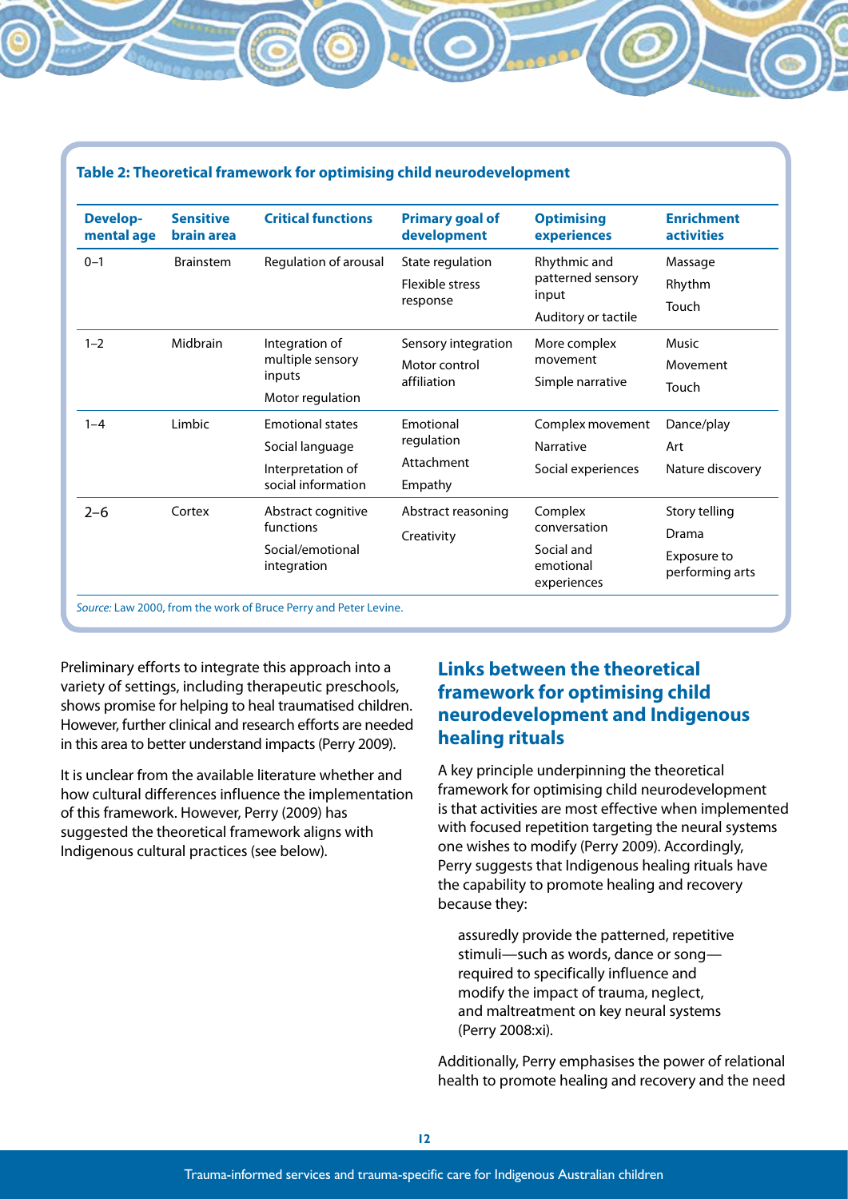**Table 2: Theoretical framework for optimising child neurodevelopment**

| Developmental age | Sensitive brain area | Critical functions | Primary goal of development | Optimising experiences | Enrichment activities |
|---|---|---|---|---|---|
| 0–1 | Brainstem | Regulation of arousal | State regulation<br>Flexible stress response | Rhythmic and patterned sensory input<br>Auditory or tactile | Massage<br>Rhythm<br>Touch |
| 1–2 | Midbrain | Integration of multiple sensory inputs<br>Motor regulation | Sensory integration<br>Motor control affiliation | More complex movement<br>Simple narrative | Music<br>Movement<br>Touch |
| 1–4 | Limbic | Emotional states<br>Social language<br>Interpretation of social information | Emotional regulation<br>Attachment<br>Empathy | Complex movement<br>Narrative<br>Social experiences | Dance/play<br>Art<br>Nature discovery |
| 2–6 | Cortex | Abstract cognitive functions<br>Social/emotional integration | Abstract reasoning<br>Creativity | Complex conversation<br>Social and emotional experiences | Story telling<br>Drama<br>Exposure to performing arts |

*Source:* Law 2000, from the work of Bruce Perry and Peter Levine.

Preliminary efforts to integrate this approach into a variety of settings, including therapeutic preschools, shows promise for helping to heal traumatised children. However, further clinical and research efforts are needed in this area to better understand impacts (Perry 2009).

It is unclear from the available literature whether and how cultural differences influence the implementation of this framework. However, Perry (2009) has suggested the theoretical framework aligns with Indigenous cultural practices (see below).

## Links between the theoretical framework for optimising child neurodevelopment and Indigenous healing rituals

A key principle underpinning the theoretical framework for optimising child neurodevelopment is that activities are most effective when implemented with focused repetition targeting the neural systems one wishes to modify (Perry 2009). Accordingly, Perry suggests that Indigenous healing rituals have the capability to promote healing and recovery because they:

> assuredly provide the patterned, repetitive stimuli—such as words, dance or song—required to specifically influence and modify the impact of trauma, neglect, and maltreatment on key neural systems (Perry 2008:xi).

Additionally, Perry emphasises the power of relational health to promote healing and recovery and the need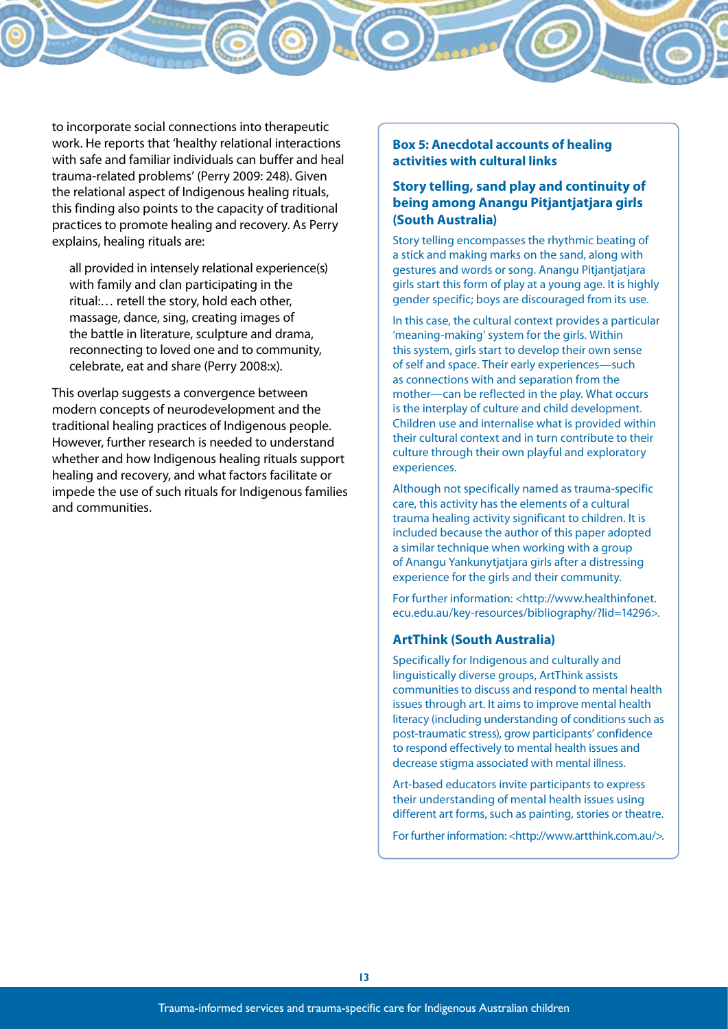to incorporate social connections into therapeutic work. He reports that 'healthy relational interactions with safe and familiar individuals can buffer and heal trauma-related problems' (Perry 2009: 248). Given the relational aspect of Indigenous healing rituals, this finding also points to the capacity of traditional practices to promote healing and recovery. As Perry explains, healing rituals are:

> all provided in intensely relational experience(s) with family and clan participating in the ritual:… retell the story, hold each other, massage, dance, sing, creating images of the battle in literature, sculpture and drama, reconnecting to loved one and to community, celebrate, eat and share (Perry 2008:x).

This overlap suggests a convergence between modern concepts of neurodevelopment and the traditional healing practices of Indigenous people. However, further research is needed to understand whether and how Indigenous healing rituals support healing and recovery, and what factors facilitate or impede the use of such rituals for Indigenous families and communities.

### Box 5: Anecdotal accounts of healing activities with cultural links

#### Story telling, sand play and continuity of being among Anangu Pitjantjatjara girls (South Australia)

Story telling encompasses the rhythmic beating of a stick and making marks on the sand, along with gestures and words or song. Anangu Pitjantjatjara girls start this form of play at a young age. It is highly gender specific; boys are discouraged from its use.

In this case, the cultural context provides a particular 'meaning-making' system for the girls. Within this system, girls start to develop their own sense of self and space. Their early experiences—such as connections with and separation from the mother—can be reflected in the play. What occurs is the interplay of culture and child development. Children use and internalise what is provided within their cultural context and in turn contribute to their culture through their own playful and exploratory experiences.

Although not specifically named as trauma-specific care, this activity has the elements of a cultural trauma healing activity significant to children. It is included because the author of this paper adopted a similar technique when working with a group of Anangu Yankunytjatjara girls after a distressing experience for the girls and their community.

For further information: <http://www.healthinfonet.ecu.edu.au/key-resources/bibliography/?lid=14296>.

#### ArtThink (South Australia)

Specifically for Indigenous and culturally and linguistically diverse groups, ArtThink assists communities to discuss and respond to mental health issues through art. It aims to improve mental health literacy (including understanding of conditions such as post-traumatic stress), grow participants' confidence to respond effectively to mental health issues and decrease stigma associated with mental illness.

Art-based educators invite participants to express their understanding of mental health issues using different art forms, such as painting, stories or theatre.

For further information: <http://www.artthink.com.au/>.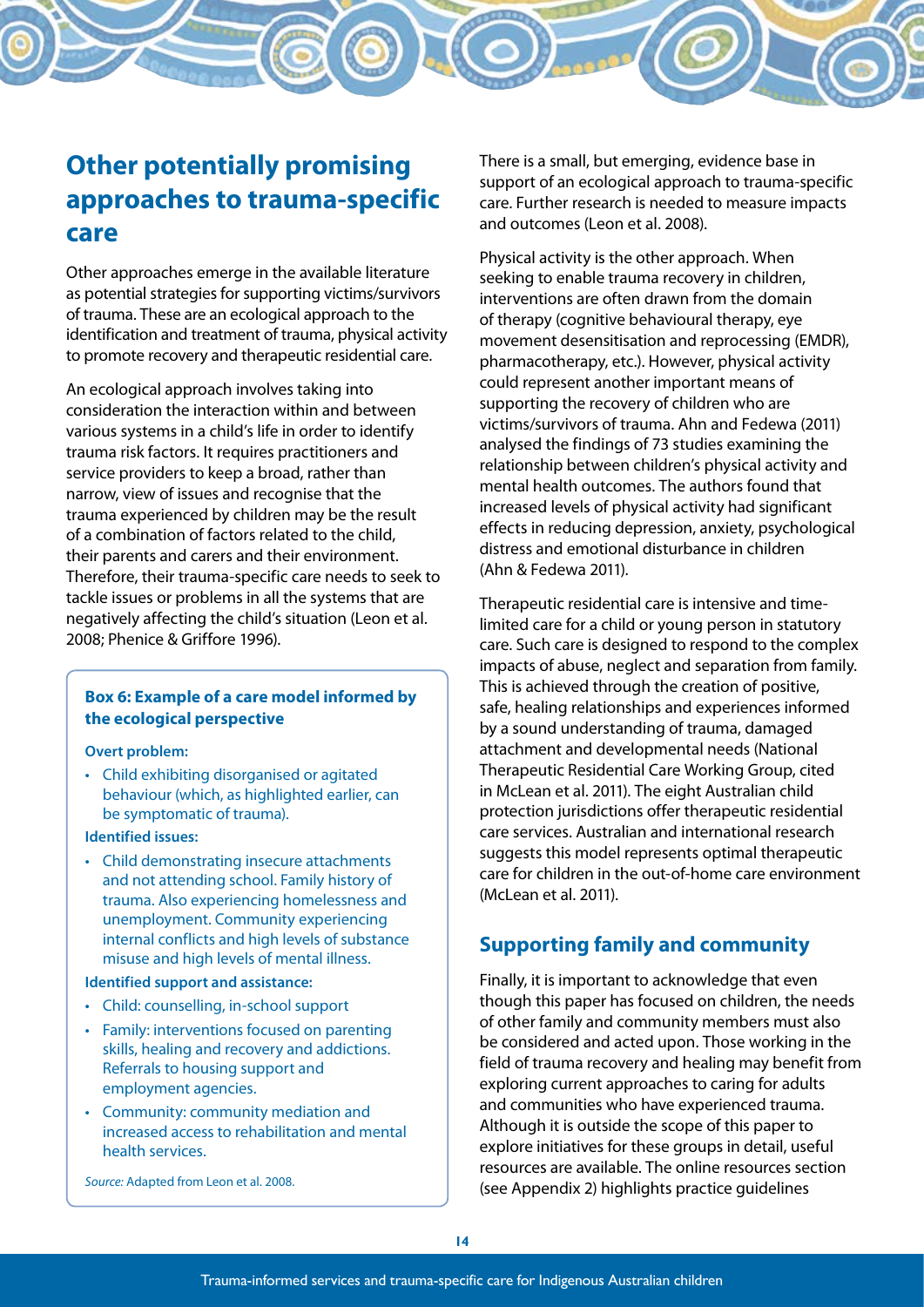## Other potentially promising approaches to trauma-specific care

Other approaches emerge in the available literature as potential strategies for supporting victims/survivors of trauma. These are an ecological approach to the identification and treatment of trauma, physical activity to promote recovery and therapeutic residential care.

An ecological approach involves taking into consideration the interaction within and between various systems in a child's life in order to identify trauma risk factors. It requires practitioners and service providers to keep a broad, rather than narrow, view of issues and recognise that the trauma experienced by children may be the result of a combination of factors related to the child, their parents and carers and their environment. Therefore, their trauma-specific care needs to seek to tackle issues or problems in all the systems that are negatively affecting the child's situation (Leon et al. 2008; Phenice & Griffore 1996).

> **Box 6: Example of a care model informed by the ecological perspective**
>
> **Overt problem:**
>
> - Child exhibiting disorganised or agitated behaviour (which, as highlighted earlier, can be symptomatic of trauma).
>
> **Identified issues:**
>
> - Child demonstrating insecure attachments and not attending school. Family history of trauma. Also experiencing homelessness and unemployment. Community experiencing internal conflicts and high levels of substance misuse and high levels of mental illness.
>
> **Identified support and assistance:**
>
> - Child: counselling, in-school support
> - Family: interventions focused on parenting skills, healing and recovery and addictions. Referrals to housing support and employment agencies.
> - Community: community mediation and increased access to rehabilitation and mental health services.
>
> *Source:* Adapted from Leon et al. 2008.

There is a small, but emerging, evidence base in support of an ecological approach to trauma-specific care. Further research is needed to measure impacts and outcomes (Leon et al. 2008).

Physical activity is the other approach. When seeking to enable trauma recovery in children, interventions are often drawn from the domain of therapy (cognitive behavioural therapy, eye movement desensitisation and reprocessing (EMDR), pharmacotherapy, etc.). However, physical activity could represent another important means of supporting the recovery of children who are victims/survivors of trauma. Ahn and Fedewa (2011) analysed the findings of 73 studies examining the relationship between children's physical activity and mental health outcomes. The authors found that increased levels of physical activity had significant effects in reducing depression, anxiety, psychological distress and emotional disturbance in children (Ahn & Fedewa 2011).

Therapeutic residential care is intensive and time-limited care for a child or young person in statutory care. Such care is designed to respond to the complex impacts of abuse, neglect and separation from family. This is achieved through the creation of positive, safe, healing relationships and experiences informed by a sound understanding of trauma, damaged attachment and developmental needs (National Therapeutic Residential Care Working Group, cited in McLean et al. 2011). The eight Australian child protection jurisdictions offer therapeutic residential care services. Australian and international research suggests this model represents optimal therapeutic care for children in the out-of-home care environment (McLean et al. 2011).

## Supporting family and community

Finally, it is important to acknowledge that even though this paper has focused on children, the needs of other family and community members must also be considered and acted upon. Those working in the field of trauma recovery and healing may benefit from exploring current approaches to caring for adults and communities who have experienced trauma. Although it is outside the scope of this paper to explore initiatives for these groups in detail, useful resources are available. The online resources section (see Appendix 2) highlights practice guidelines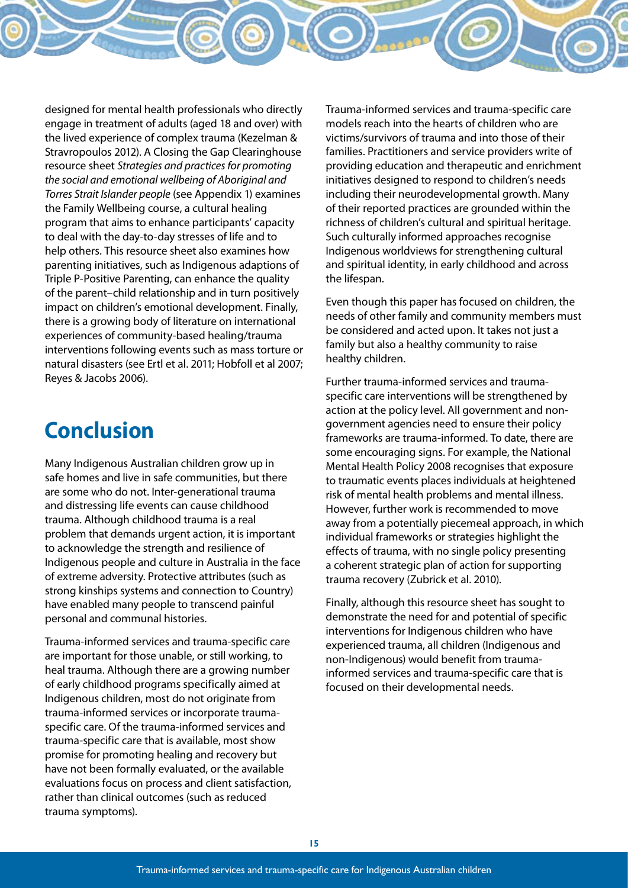designed for mental health professionals who directly engage in treatment of adults (aged 18 and over) with the lived experience of complex trauma (Kezelman & Stravropoulos 2012). A Closing the Gap Clearinghouse resource sheet *Strategies and practices for promoting the social and emotional wellbeing of Aboriginal and Torres Strait Islander people* (see Appendix 1) examines the Family Wellbeing course, a cultural healing program that aims to enhance participants' capacity to deal with the day-to-day stresses of life and to help others. This resource sheet also examines how parenting initiatives, such as Indigenous adaptions of Triple P-Positive Parenting, can enhance the quality of the parent–child relationship and in turn positively impact on children's emotional development. Finally, there is a growing body of literature on international experiences of community-based healing/trauma interventions following events such as mass torture or natural disasters (see Ertl et al. 2011; Hobfoll et al 2007; Reyes & Jacobs 2006).

# Conclusion

Many Indigenous Australian children grow up in safe homes and live in safe communities, but there are some who do not. Inter-generational trauma and distressing life events can cause childhood trauma. Although childhood trauma is a real problem that demands urgent action, it is important to acknowledge the strength and resilience of Indigenous people and culture in Australia in the face of extreme adversity. Protective attributes (such as strong kinships systems and connection to Country) have enabled many people to transcend painful personal and communal histories.

Trauma-informed services and trauma-specific care are important for those unable, or still working, to heal trauma. Although there are a growing number of early childhood programs specifically aimed at Indigenous children, most do not originate from trauma-informed services or incorporate trauma-specific care. Of the trauma-informed services and trauma-specific care that is available, most show promise for promoting healing and recovery but have not been formally evaluated, or the available evaluations focus on process and client satisfaction, rather than clinical outcomes (such as reduced trauma symptoms).

Trauma-informed services and trauma-specific care models reach into the hearts of children who are victims/survivors of trauma and into those of their families. Practitioners and service providers write of providing education and therapeutic and enrichment initiatives designed to respond to children's needs including their neurodevelopmental growth. Many of their reported practices are grounded within the richness of children's cultural and spiritual heritage. Such culturally informed approaches recognise Indigenous worldviews for strengthening cultural and spiritual identity, in early childhood and across the lifespan.

Even though this paper has focused on children, the needs of other family and community members must be considered and acted upon. It takes not just a family but also a healthy community to raise healthy children.

Further trauma-informed services and trauma-specific care interventions will be strengthened by action at the policy level. All government and non-government agencies need to ensure their policy frameworks are trauma-informed. To date, there are some encouraging signs. For example, the National Mental Health Policy 2008 recognises that exposure to traumatic events places individuals at heightened risk of mental health problems and mental illness. However, further work is recommended to move away from a potentially piecemeal approach, in which individual frameworks or strategies highlight the effects of trauma, with no single policy presenting a coherent strategic plan of action for supporting trauma recovery (Zubrick et al. 2010).

Finally, although this resource sheet has sought to demonstrate the need for and potential of specific interventions for Indigenous children who have experienced trauma, all children (Indigenous and non-Indigenous) would benefit from trauma-informed services and trauma-specific care that is focused on their developmental needs.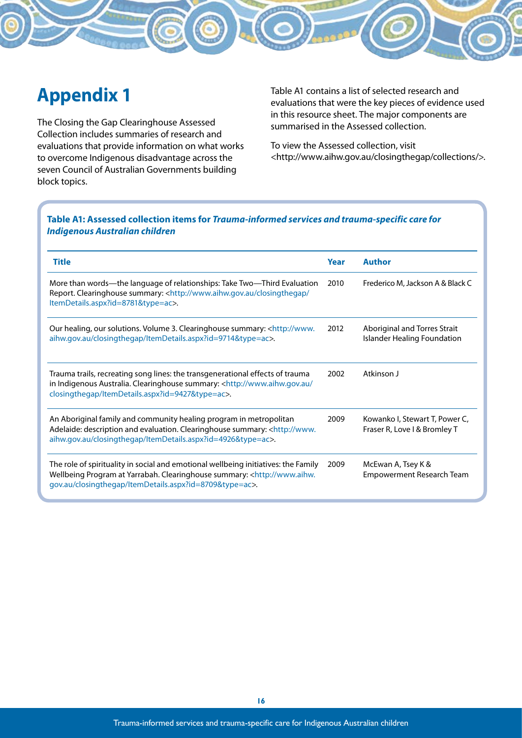# Appendix 1

The Closing the Gap Clearinghouse Assessed Collection includes summaries of research and evaluations that provide information on what works to overcome Indigenous disadvantage across the seven Council of Australian Governments building block topics.

Table A1 contains a list of selected research and evaluations that were the key pieces of evidence used in this resource sheet. The major components are summarised in the Assessed collection.

To view the Assessed collection, visit <http://www.aihw.gov.au/closingthegap/collections/>.

**Table A1: Assessed collection items for *Trauma-informed services and trauma-specific care for Indigenous Australian children***

| Title | Year | Author |
|---|---|---|
| More than words—the language of relationships: Take Two—Third Evaluation Report. Clearinghouse summary: <http://www.aihw.gov.au/closingthegap/ItemDetails.aspx?id=8781&type=ac>. | 2010 | Frederico M, Jackson A & Black C |
| Our healing, our solutions. Volume 3. Clearinghouse summary: <http://www.aihw.gov.au/closingthegap/ItemDetails.aspx?id=9714&type=ac>. | 2012 | Aboriginal and Torres Strait Islander Healing Foundation |
| Trauma trails, recreating song lines: the transgenerational effects of trauma in Indigenous Australia. Clearinghouse summary: <http://www.aihw.gov.au/closingthegap/ItemDetails.aspx?id=9427&type=ac>. | 2002 | Atkinson J |
| An Aboriginal family and community healing program in metropolitan Adelaide: description and evaluation. Clearinghouse summary: <http://www.aihw.gov.au/closingthegap/ItemDetails.aspx?id=4926&type=ac>. | 2009 | Kowanko I, Stewart T, Power C, Fraser R, Love I & Bromley T |
| The role of spirituality in social and emotional wellbeing initiatives: the Family Wellbeing Program at Yarrabah. Clearinghouse summary: <http://www.aihw.gov.au/closingthegap/ItemDetails.aspx?id=8709&type=ac>. | 2009 | McEwan A, Tsey K & Empowerment Research Team |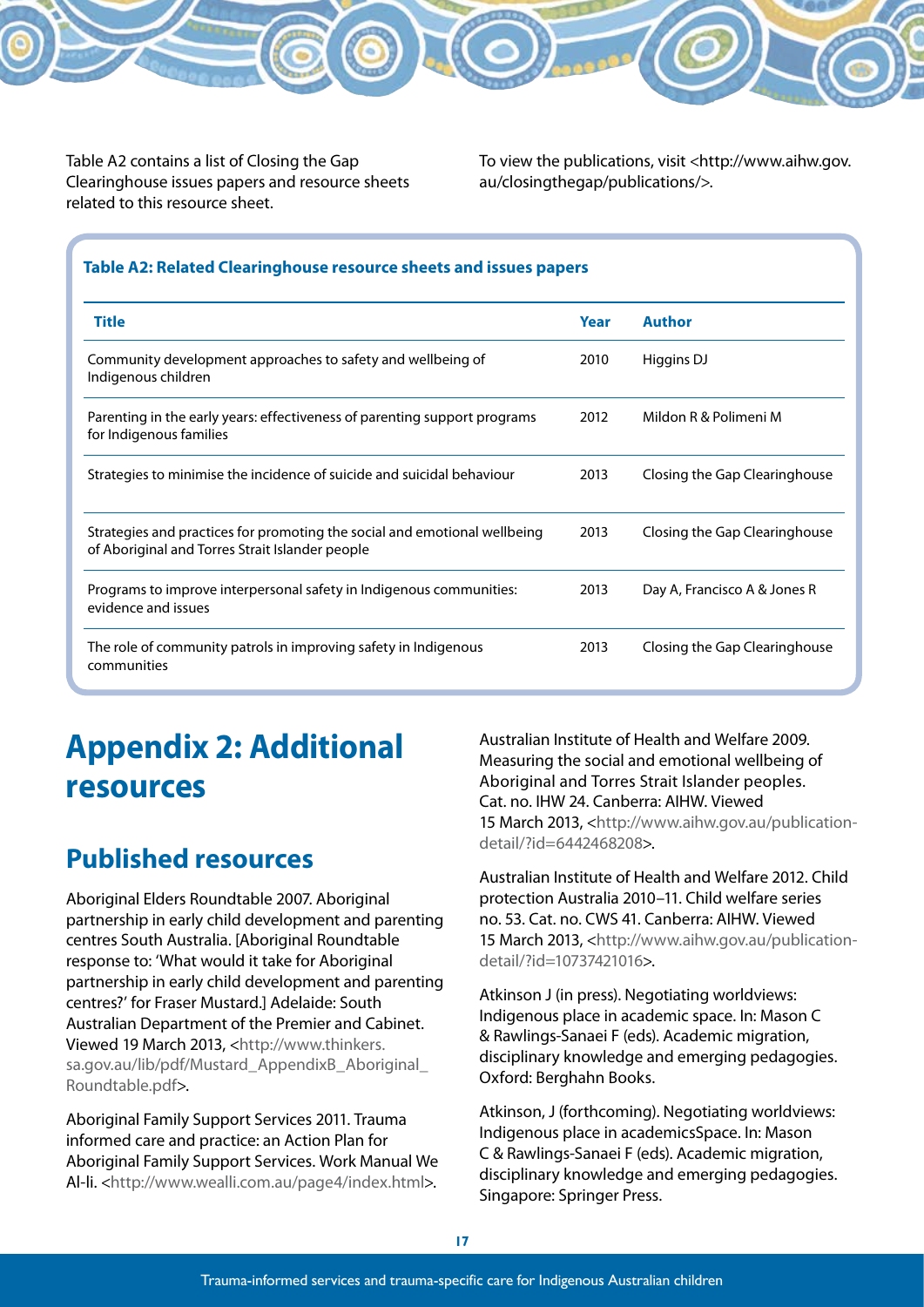Table A2 contains a list of Closing the Gap Clearinghouse issues papers and resource sheets related to this resource sheet.

To view the publications, visit <http://www.aihw.gov.au/closingthegap/publications/>.

**Table A2: Related Clearinghouse resource sheets and issues papers**

| Title | Year | Author |
|---|---|---|
| Community development approaches to safety and wellbeing of Indigenous children | 2010 | Higgins DJ |
| Parenting in the early years: effectiveness of parenting support programs for Indigenous families | 2012 | Mildon R & Polimeni M |
| Strategies to minimise the incidence of suicide and suicidal behaviour | 2013 | Closing the Gap Clearinghouse |
| Strategies and practices for promoting the social and emotional wellbeing of Aboriginal and Torres Strait Islander people | 2013 | Closing the Gap Clearinghouse |
| Programs to improve interpersonal safety in Indigenous communities: evidence and issues | 2013 | Day A, Francisco A & Jones R |
| The role of community patrols in improving safety in Indigenous communities | 2013 | Closing the Gap Clearinghouse |

# Appendix 2: Additional resources

## Published resources

Aboriginal Elders Roundtable 2007. Aboriginal partnership in early child development and parenting centres South Australia. [Aboriginal Roundtable response to: 'What would it take for Aboriginal partnership in early child development and parenting centres?' for Fraser Mustard.] Adelaide: South Australian Department of the Premier and Cabinet. Viewed 19 March 2013, <http://www.thinkers.sa.gov.au/lib/pdf/Mustard_AppendixB_Aboriginal_Roundtable.pdf>.

Aboriginal Family Support Services 2011. Trauma informed care and practice: an Action Plan for Aboriginal Family Support Services. Work Manual We Al-li. <http://www.wealli.com.au/page4/index.html>.

Australian Institute of Health and Welfare 2009. Measuring the social and emotional wellbeing of Aboriginal and Torres Strait Islander peoples. Cat. no. IHW 24. Canberra: AIHW. Viewed 15 March 2013, <http://www.aihw.gov.au/publication-detail/?id=6442468208>.

Australian Institute of Health and Welfare 2012. Child protection Australia 2010–11. Child welfare series no. 53. Cat. no. CWS 41. Canberra: AIHW. Viewed 15 March 2013, <http://www.aihw.gov.au/publication-detail/?id=10737421016>.

Atkinson J (in press). Negotiating worldviews: Indigenous place in academic space. In: Mason C & Rawlings-Sanaei F (eds). Academic migration, disciplinary knowledge and emerging pedagogies. Oxford: Berghahn Books.

Atkinson, J (forthcoming). Negotiating worldviews: Indigenous place in academicsSpace. In: Mason C & Rawlings-Sanaei F (eds). Academic migration, disciplinary knowledge and emerging pedagogies. Singapore: Springer Press.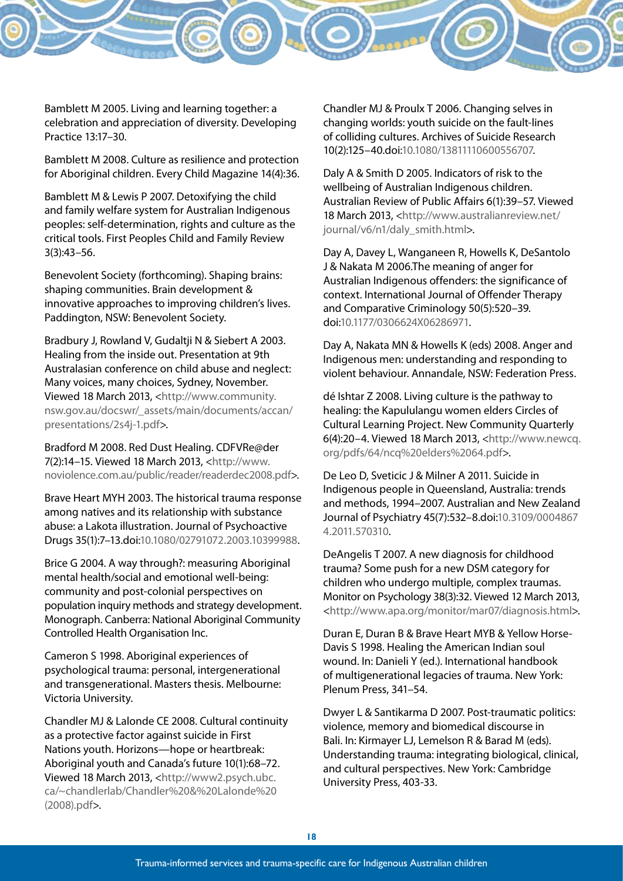Bamblett M 2005. Living and learning together: a celebration and appreciation of diversity. Developing Practice 13:17–30.

Bamblett M 2008. Culture as resilience and protection for Aboriginal children. Every Child Magazine 14(4):36.

Bamblett M & Lewis P 2007. Detoxifying the child and family welfare system for Australian Indigenous peoples: self-determination, rights and culture as the critical tools. First Peoples Child and Family Review 3(3):43–56.

Benevolent Society (forthcoming). Shaping brains: shaping communities. Brain development & innovative approaches to improving children's lives. Paddington, NSW: Benevolent Society.

Bradbury J, Rowland V, Gudaltji N & Siebert A 2003. Healing from the inside out. Presentation at 9th Australasian conference on child abuse and neglect: Many voices, many choices, Sydney, November. Viewed 18 March 2013, <http://www.community.nsw.gov.au/docswr/_assets/main/documents/accan/presentations/2s4j-1.pdf>.

Bradford M 2008. Red Dust Healing. CDFVRe@der 7(2):14–15. Viewed 18 March 2013, <http://www.noviolence.com.au/public/reader/readerdec2008.pdf>.

Brave Heart MYH 2003. The historical trauma response among natives and its relationship with substance abuse: a Lakota illustration. Journal of Psychoactive Drugs 35(1):7–13.doi:10.1080/02791072.2003.10399988.

Brice G 2004. A way through?: measuring Aboriginal mental health/social and emotional well-being: community and post-colonial perspectives on population inquiry methods and strategy development. Monograph. Canberra: National Aboriginal Community Controlled Health Organisation Inc.

Cameron S 1998. Aboriginal experiences of psychological trauma: personal, intergenerational and transgenerational. Masters thesis. Melbourne: Victoria University.

Chandler MJ & Lalonde CE 2008. Cultural continuity as a protective factor against suicide in First Nations youth. Horizons—hope or heartbreak: Aboriginal youth and Canada's future 10(1):68–72. Viewed 18 March 2013, <http://www2.psych.ubc.ca/~chandlerlab/Chandler%20&%20Lalonde%20(2008).pdf>.

Chandler MJ & Proulx T 2006. Changing selves in changing worlds: youth suicide on the fault-lines of colliding cultures. Archives of Suicide Research 10(2):125–40.doi:10.1080/13811110600556707.

Daly A & Smith D 2005. Indicators of risk to the wellbeing of Australian Indigenous children. Australian Review of Public Affairs 6(1):39–57. Viewed 18 March 2013, <http://www.australianreview.net/journal/v6/n1/daly_smith.html>.

Day A, Davey L, Wanganeen R, Howells K, DeSantolo J & Nakata M 2006.The meaning of anger for Australian Indigenous offenders: the significance of context. International Journal of Offender Therapy and Comparative Criminology 50(5):520–39. doi:10.1177/0306624X06286971.

Day A, Nakata MN & Howells K (eds) 2008. Anger and Indigenous men: understanding and responding to violent behaviour. Annandale, NSW: Federation Press.

dé Ishtar Z 2008. Living culture is the pathway to healing: the Kapululangu women elders Circles of Cultural Learning Project. New Community Quarterly 6(4):20–4. Viewed 18 March 2013, <http://www.newcq.org/pdfs/64/ncq%20elders%2064.pdf>.

De Leo D, Sveticic J & Milner A 2011. Suicide in Indigenous people in Queensland, Australia: trends and methods, 1994–2007. Australian and New Zealand Journal of Psychiatry 45(7):532–8.doi:10.3109/00048674.2011.570310.

DeAngelis T 2007. A new diagnosis for childhood trauma? Some push for a new DSM category for children who undergo multiple, complex traumas. Monitor on Psychology 38(3):32. Viewed 12 March 2013, <http://www.apa.org/monitor/mar07/diagnosis.html>.

Duran E, Duran B & Brave Heart MYB & Yellow Horse-Davis S 1998. Healing the American Indian soul wound. In: Danieli Y (ed.). International handbook of multigenerational legacies of trauma. New York: Plenum Press, 341–54.

Dwyer L & Santikarma D 2007. Post-traumatic politics: violence, memory and biomedical discourse in Bali. In: Kirmayer LJ, Lemelson R & Barad M (eds). Understanding trauma: integrating biological, clinical, and cultural perspectives. New York: Cambridge University Press, 403-33.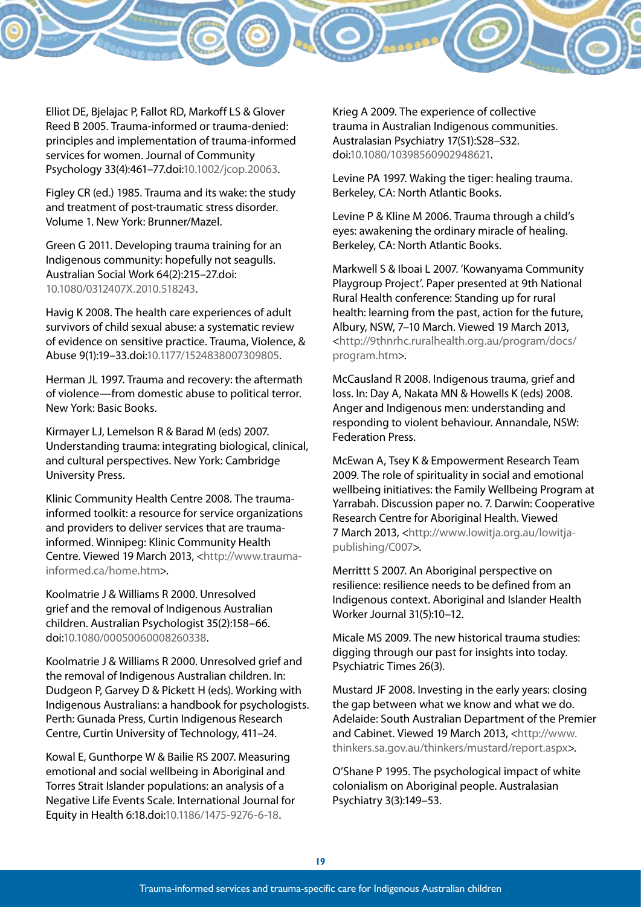Elliot DE, Bjelajac P, Fallot RD, Markoff LS & Glover Reed B 2005. Trauma-informed or trauma-denied: principles and implementation of trauma-informed services for women. Journal of Community Psychology 33(4):461–77.doi:10.1002/jcop.20063.

Figley CR (ed.) 1985. Trauma and its wake: the study and treatment of post-traumatic stress disorder. Volume 1. New York: Brunner/Mazel.

Green G 2011. Developing trauma training for an Indigenous community: hopefully not seagulls. Australian Social Work 64(2):215–27.doi: 10.1080/0312407X.2010.518243.

Havig K 2008. The health care experiences of adult survivors of child sexual abuse: a systematic review of evidence on sensitive practice. Trauma, Violence, & Abuse 9(1):19–33.doi:10.1177/1524838007309805.

Herman JL 1997. Trauma and recovery: the aftermath of violence—from domestic abuse to political terror. New York: Basic Books.

Kirmayer LJ, Lemelson R & Barad M (eds) 2007. Understanding trauma: integrating biological, clinical, and cultural perspectives. New York: Cambridge University Press.

Klinic Community Health Centre 2008. The trauma-informed toolkit: a resource for service organizations and providers to deliver services that are trauma-informed. Winnipeg: Klinic Community Health Centre. Viewed 19 March 2013, <http://www.trauma-informed.ca/home.htm>.

Koolmatrie J & Williams R 2000. Unresolved grief and the removal of Indigenous Australian children. Australian Psychologist 35(2):158–66. doi:10.1080/00050060008260338.

Koolmatrie J & Williams R 2000. Unresolved grief and the removal of Indigenous Australian children. In: Dudgeon P, Garvey D & Pickett H (eds). Working with Indigenous Australians: a handbook for psychologists. Perth: Gunada Press, Curtin Indigenous Research Centre, Curtin University of Technology, 411–24.

Kowal E, Gunthorpe W & Bailie RS 2007. Measuring emotional and social wellbeing in Aboriginal and Torres Strait Islander populations: an analysis of a Negative Life Events Scale. International Journal for Equity in Health 6:18.doi:10.1186/1475-9276-6-18.

Krieg A 2009. The experience of collective trauma in Australian Indigenous communities. Australasian Psychiatry 17(S1):S28–S32. doi:10.1080/10398560902948621.

Levine PA 1997. Waking the tiger: healing trauma. Berkeley, CA: North Atlantic Books.

Levine P & Kline M 2006. Trauma through a child's eyes: awakening the ordinary miracle of healing. Berkeley, CA: North Atlantic Books.

Markwell S & Iboai L 2007. 'Kowanyama Community Playgroup Project'. Paper presented at 9th National Rural Health conference: Standing up for rural health: learning from the past, action for the future, Albury, NSW, 7–10 March. Viewed 19 March 2013, <http://9thnrhc.ruralhealth.org.au/program/docs/program.htm>.

McCausland R 2008. Indigenous trauma, grief and loss. In: Day A, Nakata MN & Howells K (eds) 2008. Anger and Indigenous men: understanding and responding to violent behaviour. Annandale, NSW: Federation Press.

McEwan A, Tsey K & Empowerment Research Team 2009. The role of spirituality in social and emotional wellbeing initiatives: the Family Wellbeing Program at Yarrabah. Discussion paper no. 7. Darwin: Cooperative Research Centre for Aboriginal Health. Viewed 7 March 2013, <http://www.lowitja.org.au/lowitja-publishing/C007>.

Merrittt S 2007. An Aboriginal perspective on resilience: resilience needs to be defined from an Indigenous context. Aboriginal and Islander Health Worker Journal 31(5):10–12.

Micale MS 2009. The new historical trauma studies: digging through our past for insights into today. Psychiatric Times 26(3).

Mustard JF 2008. Investing in the early years: closing the gap between what we know and what we do. Adelaide: South Australian Department of the Premier and Cabinet. Viewed 19 March 2013, <http://www.thinkers.sa.gov.au/thinkers/mustard/report.aspx>.

O'Shane P 1995. The psychological impact of white colonialism on Aboriginal people. Australasian Psychiatry 3(3):149–53.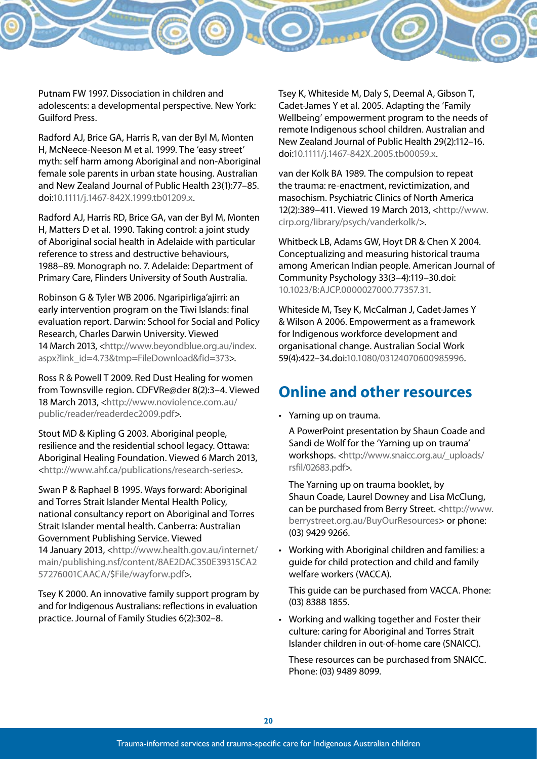Putnam FW 1997. Dissociation in children and adolescents: a developmental perspective. New York: Guilford Press.

Radford AJ, Brice GA, Harris R, van der Byl M, Monten H, McNeece-Neeson M et al. 1999. The 'easy street' myth: self harm among Aboriginal and non-Aboriginal female sole parents in urban state housing. Australian and New Zealand Journal of Public Health 23(1):77–85. doi:10.1111/j.1467-842X.1999.tb01209.x.

Radford AJ, Harris RD, Brice GA, van der Byl M, Monten H, Matters D et al. 1990. Taking control: a joint study of Aboriginal social health in Adelaide with particular reference to stress and destructive behaviours, 1988–89. Monograph no. 7. Adelaide: Department of Primary Care, Flinders University of South Australia.

Robinson G & Tyler WB 2006. Ngaripirliga'ajirri: an early intervention program on the Tiwi Islands: final evaluation report. Darwin: School for Social and Policy Research, Charles Darwin University. Viewed 14 March 2013, <http://www.beyondblue.org.au/index.aspx?link_id=4.73&tmp=FileDownload&fid=373>.

Ross R & Powell T 2009. Red Dust Healing for women from Townsville region. CDFVRe@der 8(2):3–4. Viewed 18 March 2013, <http://www.noviolence.com.au/public/reader/readerdec2009.pdf>.

Stout MD & Kipling G 2003. Aboriginal people, resilience and the residential school legacy. Ottawa: Aboriginal Healing Foundation. Viewed 6 March 2013, <http://www.ahf.ca/publications/research-series>.

Swan P & Raphael B 1995. Ways forward: Aboriginal and Torres Strait Islander Mental Health Policy, national consultancy report on Aboriginal and Torres Strait Islander mental health. Canberra: Australian Government Publishing Service. Viewed 14 January 2013, <http://www.health.gov.au/internet/main/publishing.nsf/content/8AE2DAC350E39315CA257276001CAACA/$File/wayforw.pdf>.

Tsey K 2000. An innovative family support program by and for Indigenous Australians: reflections in evaluation practice. Journal of Family Studies 6(2):302–8.

Tsey K, Whiteside M, Daly S, Deemal A, Gibson T, Cadet-James Y et al. 2005. Adapting the 'Family Wellbeing' empowerment program to the needs of remote Indigenous school children. Australian and New Zealand Journal of Public Health 29(2):112–16. doi:10.1111/j.1467-842X.2005.tb00059.x.

van der Kolk BA 1989. The compulsion to repeat the trauma: re-enactment, revictimization, and masochism. Psychiatric Clinics of North America 12(2):389–411. Viewed 19 March 2013, <http://www.cirp.org/library/psych/vanderkolk/>.

Whitbeck LB, Adams GW, Hoyt DR & Chen X 2004. Conceptualizing and measuring historical trauma among American Indian people. American Journal of Community Psychology 33(3–4):119–30.doi: 10.1023/B:AJCP.0000027000.77357.31.

Whiteside M, Tsey K, McCalman J, Cadet-James Y & Wilson A 2006. Empowerment as a framework for Indigenous workforce development and organisational change. Australian Social Work 59(4):422–34.doi:10.1080/03124070600985996.

## Online and other resources

- Yarning up on trauma.

  A PowerPoint presentation by Shaun Coade and Sandi de Wolf for the 'Yarning up on trauma' workshops. <http://www.snaicc.org.au/_uploads/rsfil/02683.pdf>.

  The Yarning up on trauma booklet, by Shaun Coade, Laurel Downey and Lisa McClung, can be purchased from Berry Street. <http://www.berrystreet.org.au/BuyOurResources> or phone: (03) 9429 9266.

- Working with Aboriginal children and families: a guide for child protection and child and family welfare workers (VACCA).

  This guide can be purchased from VACCA. Phone: (03) 8388 1855.

- Working and walking together and Foster their culture: caring for Aboriginal and Torres Strait Islander children in out-of-home care (SNAICC).

  These resources can be purchased from SNAICC. Phone: (03) 9489 8099.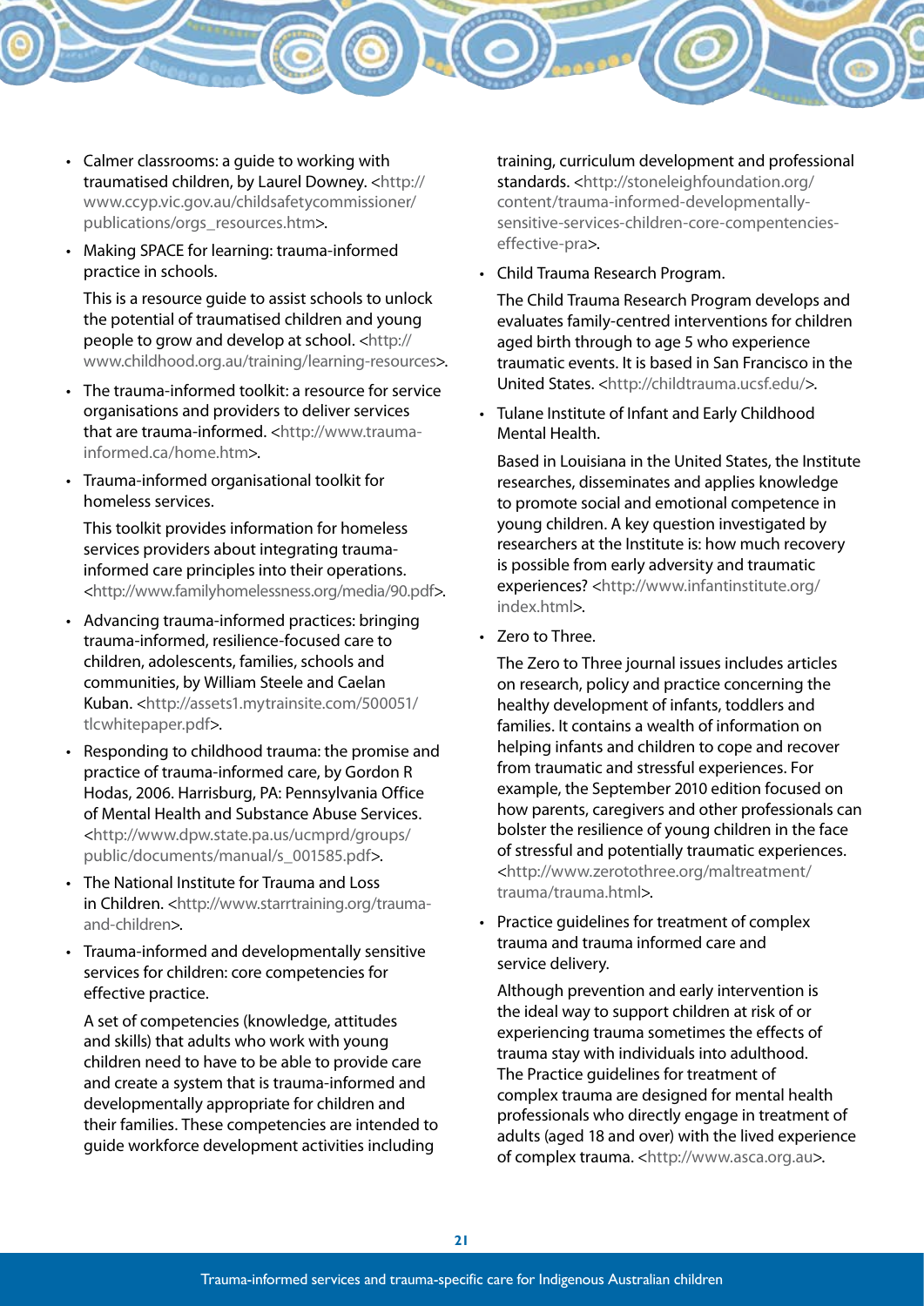- Calmer classrooms: a guide to working with traumatised children, by Laurel Downey. <http://www.ccyp.vic.gov.au/childsafetycommissioner/publications/orgs_resources.htm>.
- Making SPACE for learning: trauma-informed practice in schools.

  This is a resource guide to assist schools to unlock the potential of traumatised children and young people to grow and develop at school. <http://www.childhood.org.au/training/learning-resources>.
- The trauma-informed toolkit: a resource for service organisations and providers to deliver services that are trauma-informed. <http://www.trauma-informed.ca/home.htm>.
- Trauma-informed organisational toolkit for homeless services.

  This toolkit provides information for homeless services providers about integrating trauma-informed care principles into their operations. <http://www.familyhomelessness.org/media/90.pdf>.
- Advancing trauma-informed practices: bringing trauma-informed, resilience-focused care to children, adolescents, families, schools and communities, by William Steele and Caelan Kuban. <http://assets1.mytrainsite.com/500051/tlcwhitepaper.pdf>.
- Responding to childhood trauma: the promise and practice of trauma-informed care, by Gordon R Hodas, 2006. Harrisburg, PA: Pennsylvania Office of Mental Health and Substance Abuse Services. <http://www.dpw.state.pa.us/ucmprd/groups/public/documents/manual/s_001585.pdf>.
- The National Institute for Trauma and Loss in Children. <http://www.starrtraining.org/trauma-and-children>.
- Trauma-informed and developmentally sensitive services for children: core competencies for effective practice.

  A set of competencies (knowledge, attitudes and skills) that adults who work with young children need to have to be able to provide care and create a system that is trauma-informed and developmentally appropriate for children and their families. These competencies are intended to guide workforce development activities including training, curriculum development and professional standards. <http://stoneleighfoundation.org/content/trauma-informed-developmentally-sensitive-services-children-core-compentencies-effective-pra>.
- Child Trauma Research Program.

  The Child Trauma Research Program develops and evaluates family-centred interventions for children aged birth through to age 5 who experience traumatic events. It is based in San Francisco in the United States. <http://childtrauma.ucsf.edu/>.
- Tulane Institute of Infant and Early Childhood Mental Health.

  Based in Louisiana in the United States, the Institute researches, disseminates and applies knowledge to promote social and emotional competence in young children. A key question investigated by researchers at the Institute is: how much recovery is possible from early adversity and traumatic experiences? <http://www.infantinstitute.org/index.html>.
- Zero to Three.

  The Zero to Three journal issues includes articles on research, policy and practice concerning the healthy development of infants, toddlers and families. It contains a wealth of information on helping infants and children to cope and recover from traumatic and stressful experiences. For example, the September 2010 edition focused on how parents, caregivers and other professionals can bolster the resilience of young children in the face of stressful and potentially traumatic experiences. <http://www.zerotothree.org/maltreatment/trauma/trauma.html>.
- Practice guidelines for treatment of complex trauma and trauma informed care and service delivery.

  Although prevention and early intervention is the ideal way to support children at risk of or experiencing trauma sometimes the effects of trauma stay with individuals into adulthood. The Practice guidelines for treatment of complex trauma are designed for mental health professionals who directly engage in treatment of adults (aged 18 and over) with the lived experience of complex trauma. <http://www.asca.org.au>.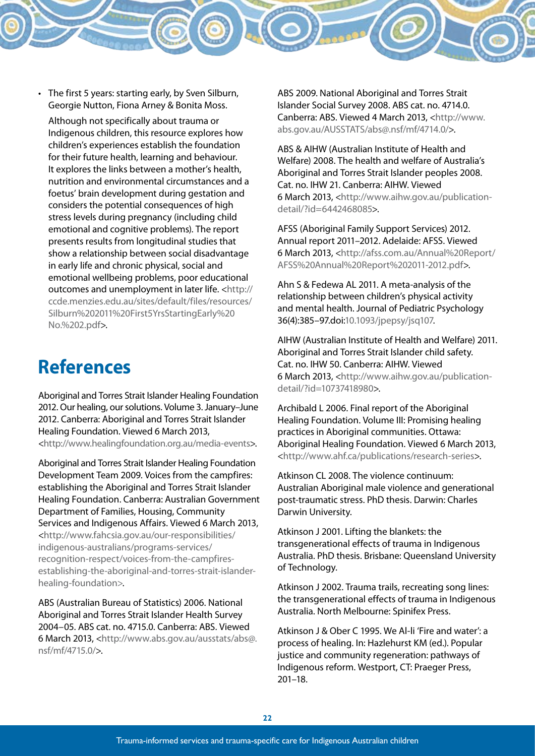- The first 5 years: starting early, by Sven Silburn, Georgie Nutton, Fiona Arney & Bonita Moss.

  Although not specifically about trauma or Indigenous children, this resource explores how children's experiences establish the foundation for their future health, learning and behaviour. It explores the links between a mother's health, nutrition and environmental circumstances and a foetus' brain development during gestation and considers the potential consequences of high stress levels during pregnancy (including child emotional and cognitive problems). The report presents results from longitudinal studies that show a relationship between social disadvantage in early life and chronic physical, social and emotional wellbeing problems, poor educational outcomes and unemployment in later life. <http://ccde.menzies.edu.au/sites/default/files/resources/Silburn%202011%20First5YrsStartingEarly%20No.%202.pdf>.

# References

Aboriginal and Torres Strait Islander Healing Foundation 2012. Our healing, our solutions. Volume 3. January–June 2012. Canberra: Aboriginal and Torres Strait Islander Healing Foundation. Viewed 6 March 2013, <http://www.healingfoundation.org.au/media-events>.

Aboriginal and Torres Strait Islander Healing Foundation Development Team 2009. Voices from the campfires: establishing the Aboriginal and Torres Strait Islander Healing Foundation. Canberra: Australian Government Department of Families, Housing, Community Services and Indigenous Affairs. Viewed 6 March 2013, <http://www.fahcsia.gov.au/our-responsibilities/indigenous-australians/programs-services/recognition-respect/voices-from-the-campfires-establishing-the-aboriginal-and-torres-strait-islander-healing-foundation>.

ABS (Australian Bureau of Statistics) 2006. National Aboriginal and Torres Strait Islander Health Survey 2004–05. ABS cat. no. 4715.0. Canberra: ABS. Viewed 6 March 2013, <http://www.abs.gov.au/ausstats/abs@.nsf/mf/4715.0/>.

ABS 2009. National Aboriginal and Torres Strait Islander Social Survey 2008. ABS cat. no. 4714.0. Canberra: ABS. Viewed 4 March 2013, <http://www.abs.gov.au/AUSSTATS/abs@.nsf/mf/4714.0/>.

ABS & AIHW (Australian Institute of Health and Welfare) 2008. The health and welfare of Australia's Aboriginal and Torres Strait Islander peoples 2008. Cat. no. IHW 21. Canberra: AIHW. Viewed 6 March 2013, <http://www.aihw.gov.au/publication-detail/?id=6442468085>.

AFSS (Aboriginal Family Support Services) 2012. Annual report 2011–2012. Adelaide: AFSS. Viewed 6 March 2013, <http://afss.com.au/Annual%20Report/AFSS%20Annual%20Report%202011-2012.pdf>.

Ahn S & Fedewa AL 2011. A meta-analysis of the relationship between children's physical activity and mental health. Journal of Pediatric Psychology 36(4):385–97.doi:10.1093/jpepsy/jsq107.

AIHW (Australian Institute of Health and Welfare) 2011. Aboriginal and Torres Strait Islander child safety. Cat. no. IHW 50. Canberra: AIHW. Viewed 6 March 2013, <http://www.aihw.gov.au/publication-detail/?id=10737418980>.

Archibald L 2006. Final report of the Aboriginal Healing Foundation. Volume III: Promising healing practices in Aboriginal communities. Ottawa: Aboriginal Healing Foundation. Viewed 6 March 2013, <http://www.ahf.ca/publications/research-series>.

Atkinson CL 2008. The violence continuum: Australian Aboriginal male violence and generational post-traumatic stress. PhD thesis. Darwin: Charles Darwin University.

Atkinson J 2001. Lifting the blankets: the transgenerational effects of trauma in Indigenous Australia. PhD thesis. Brisbane: Queensland University of Technology.

Atkinson J 2002. Trauma trails, recreating song lines: the transgenerational effects of trauma in Indigenous Australia. North Melbourne: Spinifex Press.

Atkinson J & Ober C 1995. We Al-li 'Fire and water': a process of healing. In: Hazlehurst KM (ed.). Popular justice and community regeneration: pathways of Indigenous reform. Westport, CT: Praeger Press, 201–18.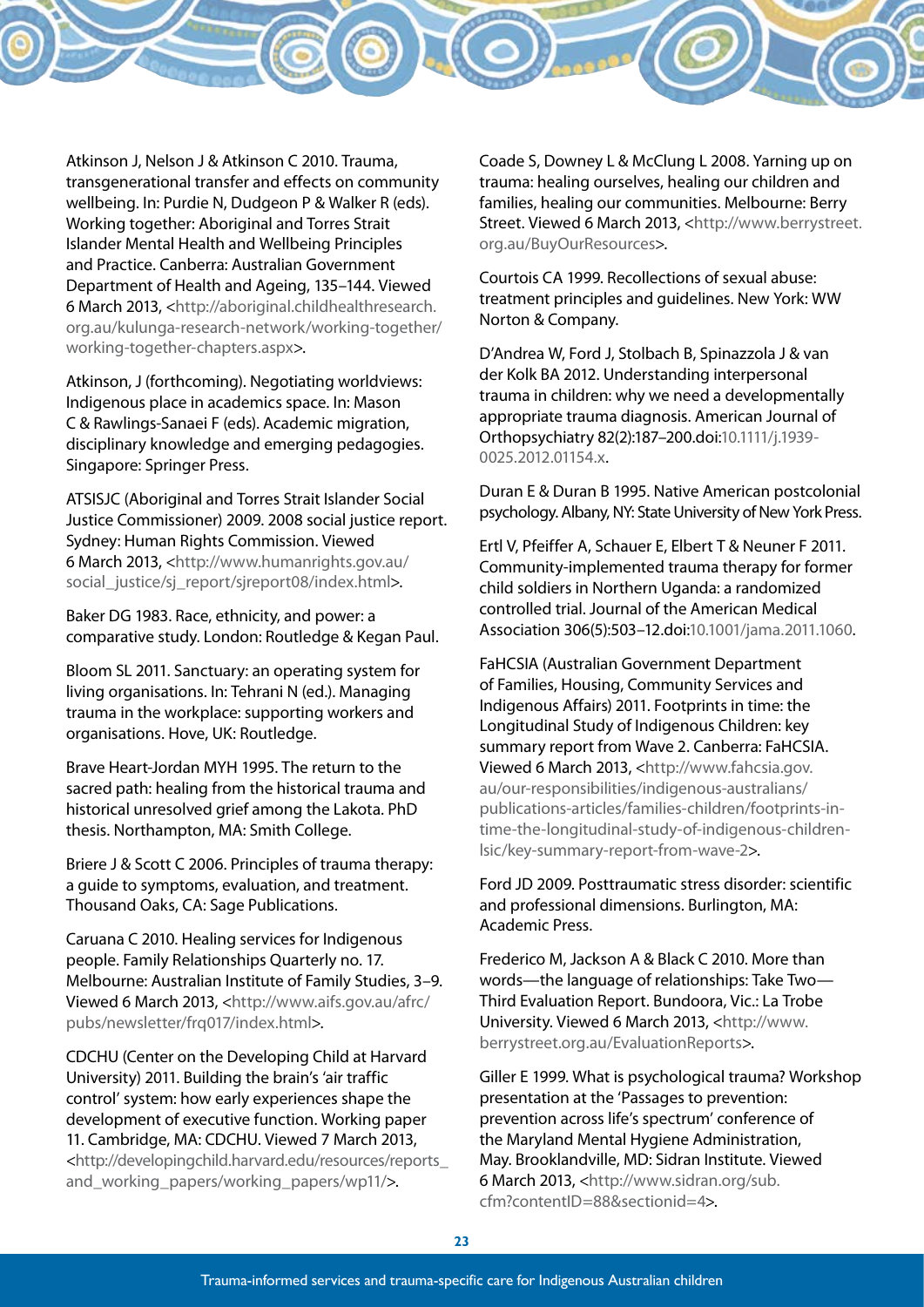Atkinson J, Nelson J & Atkinson C 2010. Trauma, transgenerational transfer and effects on community wellbeing. In: Purdie N, Dudgeon P & Walker R (eds). Working together: Aboriginal and Torres Strait Islander Mental Health and Wellbeing Principles and Practice. Canberra: Australian Government Department of Health and Ageing, 135–144. Viewed 6 March 2013, <http://aboriginal.childhealthresearch.org.au/kulunga-research-network/working-together/working-together-chapters.aspx>.

Atkinson, J (forthcoming). Negotiating worldviews: Indigenous place in academics space. In: Mason C & Rawlings-Sanaei F (eds). Academic migration, disciplinary knowledge and emerging pedagogies. Singapore: Springer Press.

ATSISJC (Aboriginal and Torres Strait Islander Social Justice Commissioner) 2009. 2008 social justice report. Sydney: Human Rights Commission. Viewed 6 March 2013, <http://www.humanrights.gov.au/social_justice/sj_report/sjreport08/index.html>.

Baker DG 1983. Race, ethnicity, and power: a comparative study. London: Routledge & Kegan Paul.

Bloom SL 2011. Sanctuary: an operating system for living organisations. In: Tehrani N (ed.). Managing trauma in the workplace: supporting workers and organisations. Hove, UK: Routledge.

Brave Heart-Jordan MYH 1995. The return to the sacred path: healing from the historical trauma and historical unresolved grief among the Lakota. PhD thesis. Northampton, MA: Smith College.

Briere J & Scott C 2006. Principles of trauma therapy: a guide to symptoms, evaluation, and treatment. Thousand Oaks, CA: Sage Publications.

Caruana C 2010. Healing services for Indigenous people. Family Relationships Quarterly no. 17. Melbourne: Australian Institute of Family Studies, 3–9. Viewed 6 March 2013, <http://www.aifs.gov.au/afrc/pubs/newsletter/frq017/index.html>.

CDCHU (Center on the Developing Child at Harvard University) 2011. Building the brain's 'air traffic control' system: how early experiences shape the development of executive function. Working paper 11. Cambridge, MA: CDCHU. Viewed 7 March 2013, <http://developingchild.harvard.edu/resources/reports_and_working_papers/working_papers/wp11/>.

Coade S, Downey L & McClung L 2008. Yarning up on trauma: healing ourselves, healing our children and families, healing our communities. Melbourne: Berry Street. Viewed 6 March 2013, <http://www.berrystreet.org.au/BuyOurResources>.

Courtois CA 1999. Recollections of sexual abuse: treatment principles and guidelines. New York: WW Norton & Company.

D'Andrea W, Ford J, Stolbach B, Spinazzola J & van der Kolk BA 2012. Understanding interpersonal trauma in children: why we need a developmentally appropriate trauma diagnosis. American Journal of Orthopsychiatry 82(2):187–200.doi:10.1111/j.1939-0025.2012.01154.x.

Duran E & Duran B 1995. Native American postcolonial psychology. Albany, NY: State University of New York Press.

Ertl V, Pfeiffer A, Schauer E, Elbert T & Neuner F 2011. Community-implemented trauma therapy for former child soldiers in Northern Uganda: a randomized controlled trial. Journal of the American Medical Association 306(5):503–12.doi:10.1001/jama.2011.1060.

FaHCSIA (Australian Government Department of Families, Housing, Community Services and Indigenous Affairs) 2011. Footprints in time: the Longitudinal Study of Indigenous Children: key summary report from Wave 2. Canberra: FaHCSIA. Viewed 6 March 2013, <http://www.fahcsia.gov.au/our-responsibilities/indigenous-australians/publications-articles/families-children/footprints-in-time-the-longitudinal-study-of-indigenous-children-lsic/key-summary-report-from-wave-2>.

Ford JD 2009. Posttraumatic stress disorder: scientific and professional dimensions. Burlington, MA: Academic Press.

Frederico M, Jackson A & Black C 2010. More than words—the language of relationships: Take Two—Third Evaluation Report. Bundoora, Vic.: La Trobe University. Viewed 6 March 2013, <http://www.berrystreet.org.au/EvaluationReports>.

Giller E 1999. What is psychological trauma? Workshop presentation at the 'Passages to prevention: prevention across life's spectrum' conference of the Maryland Mental Hygiene Administration, May. Brooklandville, MD: Sidran Institute. Viewed 6 March 2013, <http://www.sidran.org/sub.cfm?contentID=88&sectionid=4>.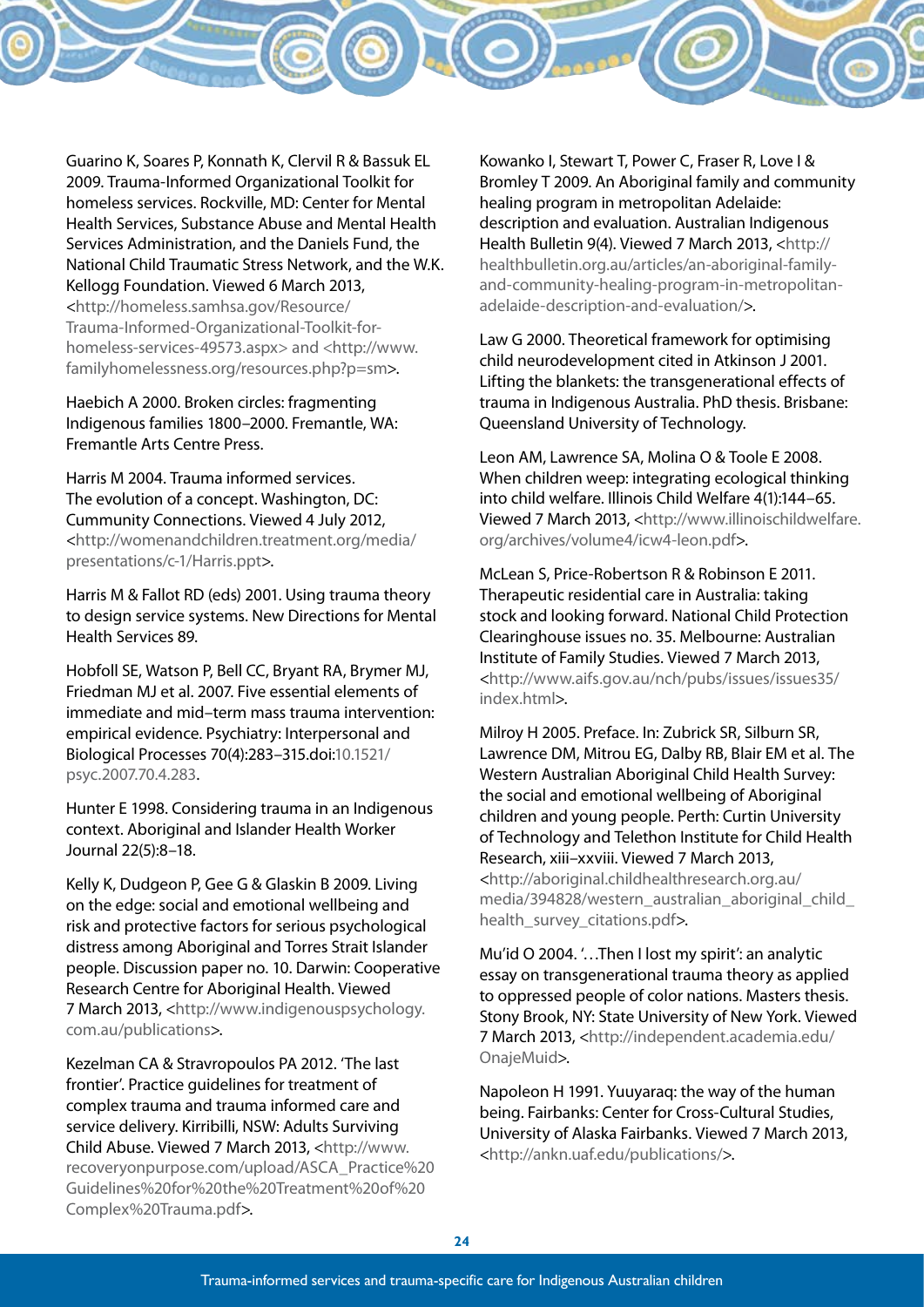Guarino K, Soares P, Konnath K, Clervil R & Bassuk EL 2009. Trauma-Informed Organizational Toolkit for homeless services. Rockville, MD: Center for Mental Health Services, Substance Abuse and Mental Health Services Administration, and the Daniels Fund, the National Child Traumatic Stress Network, and the W.K. Kellogg Foundation. Viewed 6 March 2013, <http://homeless.samhsa.gov/Resource/Trauma-Informed-Organizational-Toolkit-for-homeless-services-49573.aspx> and <http://www.familyhomelessness.org/resources.php?p=sm>.

Haebich A 2000. Broken circles: fragmenting Indigenous families 1800–2000. Fremantle, WA: Fremantle Arts Centre Press.

Harris M 2004. Trauma informed services. The evolution of a concept. Washington, DC: Cummunity Connections. Viewed 4 July 2012, <http://womenandchildren.treatment.org/media/presentations/c-1/Harris.ppt>.

Harris M & Fallot RD (eds) 2001. Using trauma theory to design service systems. New Directions for Mental Health Services 89.

Hobfoll SE, Watson P, Bell CC, Bryant RA, Brymer MJ, Friedman MJ et al. 2007. Five essential elements of immediate and mid–term mass trauma intervention: empirical evidence. Psychiatry: Interpersonal and Biological Processes 70(4):283–315.doi:10.1521/psyc.2007.70.4.283.

Hunter E 1998. Considering trauma in an Indigenous context. Aboriginal and Islander Health Worker Journal 22(5):8–18.

Kelly K, Dudgeon P, Gee G & Glaskin B 2009. Living on the edge: social and emotional wellbeing and risk and protective factors for serious psychological distress among Aboriginal and Torres Strait Islander people. Discussion paper no. 10. Darwin: Cooperative Research Centre for Aboriginal Health. Viewed 7 March 2013, <http://www.indigenouspsychology.com.au/publications>.

Kezelman CA & Stravropoulos PA 2012. 'The last frontier'. Practice guidelines for treatment of complex trauma and trauma informed care and service delivery. Kirribilli, NSW: Adults Surviving Child Abuse. Viewed 7 March 2013, <http://www.recoveryonpurpose.com/upload/ASCA_Practice%20Guidelines%20for%20the%20Treatment%20of%20Complex%20Trauma.pdf>.

Kowanko I, Stewart T, Power C, Fraser R, Love I & Bromley T 2009. An Aboriginal family and community healing program in metropolitan Adelaide: description and evaluation. Australian Indigenous Health Bulletin 9(4). Viewed 7 March 2013, <http://healthbulletin.org.au/articles/an-aboriginal-family-and-community-healing-program-in-metropolitan-adelaide-description-and-evaluation/>.

Law G 2000. Theoretical framework for optimising child neurodevelopment cited in Atkinson J 2001. Lifting the blankets: the transgenerational effects of trauma in Indigenous Australia. PhD thesis. Brisbane: Queensland University of Technology.

Leon AM, Lawrence SA, Molina O & Toole E 2008. When children weep: integrating ecological thinking into child welfare. Illinois Child Welfare 4(1):144–65. Viewed 7 March 2013, <http://www.illinoischildwelfare.org/archives/volume4/icw4-leon.pdf>.

McLean S, Price-Robertson R & Robinson E 2011. Therapeutic residential care in Australia: taking stock and looking forward. National Child Protection Clearinghouse issues no. 35. Melbourne: Australian Institute of Family Studies. Viewed 7 March 2013, <http://www.aifs.gov.au/nch/pubs/issues/issues35/index.html>.

Milroy H 2005. Preface. In: Zubrick SR, Silburn SR, Lawrence DM, Mitrou EG, Dalby RB, Blair EM et al. The Western Australian Aboriginal Child Health Survey: the social and emotional wellbeing of Aboriginal children and young people. Perth: Curtin University of Technology and Telethon Institute for Child Health Research, xiii–xxviii. Viewed 7 March 2013, <http://aboriginal.childhealthresearch.org.au/media/394828/western_australian_aboriginal_child_health_survey_citations.pdf>.

Mu'id O 2004. '…Then I lost my spirit': an analytic essay on transgenerational trauma theory as applied to oppressed people of color nations. Masters thesis. Stony Brook, NY: State University of New York. Viewed 7 March 2013, <http://independent.academia.edu/OnajeMuid>.

Napoleon H 1991. Yuuyaraq: the way of the human being. Fairbanks: Center for Cross-Cultural Studies, University of Alaska Fairbanks. Viewed 7 March 2013, <http://ankn.uaf.edu/publications/>.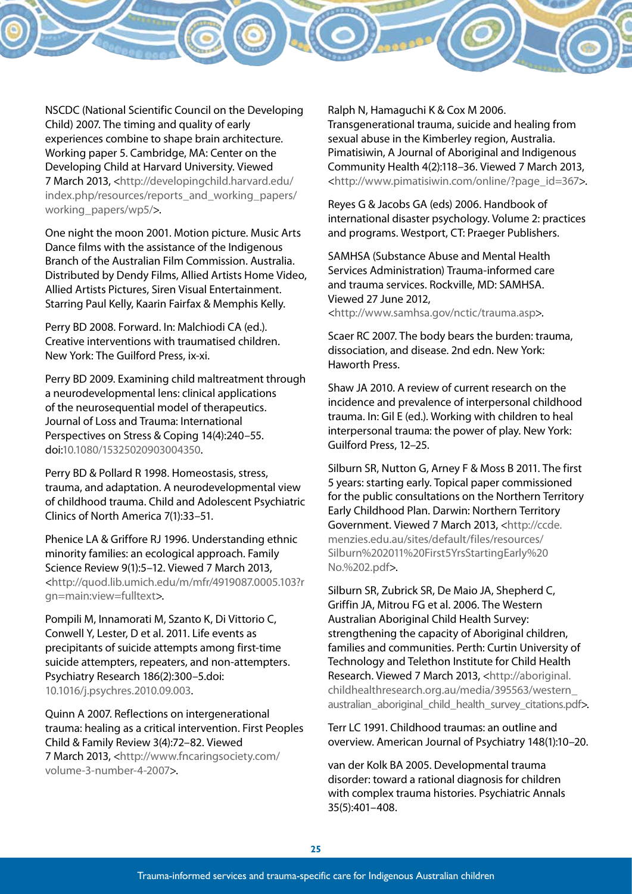NSCDC (National Scientific Council on the Developing Child) 2007. The timing and quality of early experiences combine to shape brain architecture. Working paper 5. Cambridge, MA: Center on the Developing Child at Harvard University. Viewed 7 March 2013, <http://developingchild.harvard.edu/index.php/resources/reports_and_working_papers/working_papers/wp5/>.

One night the moon 2001. Motion picture. Music Arts Dance films with the assistance of the Indigenous Branch of the Australian Film Commission. Australia. Distributed by Dendy Films, Allied Artists Home Video, Allied Artists Pictures, Siren Visual Entertainment. Starring Paul Kelly, Kaarin Fairfax & Memphis Kelly.

Perry BD 2008. Forward. In: Malchiodi CA (ed.). Creative interventions with traumatised children. New York: The Guilford Press, ix-xi.

Perry BD 2009. Examining child maltreatment through a neurodevelopmental lens: clinical applications of the neurosequential model of therapeutics. Journal of Loss and Trauma: International Perspectives on Stress & Coping 14(4):240–55. doi:10.1080/15325020903004350.

Perry BD & Pollard R 1998. Homeostasis, stress, trauma, and adaptation. A neurodevelopmental view of childhood trauma. Child and Adolescent Psychiatric Clinics of North America 7(1):33–51.

Phenice LA & Griffore RJ 1996. Understanding ethnic minority families: an ecological approach. Family Science Review 9(1):5–12. Viewed 7 March 2013, <http://quod.lib.umich.edu/m/mfr/4919087.0005.103?rgn=main;view=fulltext>.

Pompili M, Innamorati M, Szanto K, Di Vittorio C, Conwell Y, Lester, D et al. 2011. Life events as precipitants of suicide attempts among first-time suicide attempters, repeaters, and non-attempters. Psychiatry Research 186(2):300–5.doi: 10.1016/j.psychres.2010.09.003.

Quinn A 2007. Reflections on intergenerational trauma: healing as a critical intervention. First Peoples Child & Family Review 3(4):72–82. Viewed 7 March 2013, <http://www.fncaringsociety.com/volume-3-number-4-2007>.

Ralph N, Hamaguchi K & Cox M 2006. Transgenerational trauma, suicide and healing from sexual abuse in the Kimberley region, Australia. Pimatisiwin, A Journal of Aboriginal and Indigenous Community Health 4(2):118–36. Viewed 7 March 2013, <http://www.pimatisiwin.com/online/?page_id=367>.

Reyes G & Jacobs GA (eds) 2006. Handbook of international disaster psychology. Volume 2: practices and programs. Westport, CT: Praeger Publishers.

SAMHSA (Substance Abuse and Mental Health Services Administration) Trauma-informed care and trauma services. Rockville, MD: SAMHSA. Viewed 27 June 2012, <http://www.samhsa.gov/nctic/trauma.asp>.

Scaer RC 2007. The body bears the burden: trauma, dissociation, and disease. 2nd edn. New York: Haworth Press.

Shaw JA 2010. A review of current research on the incidence and prevalence of interpersonal childhood trauma. In: Gil E (ed.). Working with children to heal interpersonal trauma: the power of play. New York: Guilford Press, 12–25.

Silburn SR, Nutton G, Arney F & Moss B 2011. The first 5 years: starting early. Topical paper commissioned for the public consultations on the Northern Territory Early Childhood Plan. Darwin: Northern Territory Government. Viewed 7 March 2013, <http://ccde.menzies.edu.au/sites/default/files/resources/Silburn%202011%20First5YrsStartingEarly%20No.%202.pdf>.

Silburn SR, Zubrick SR, De Maio JA, Shepherd C, Griffin JA, Mitrou FG et al. 2006. The Western Australian Aboriginal Child Health Survey: strengthening the capacity of Aboriginal children, families and communities. Perth: Curtin University of Technology and Telethon Institute for Child Health Research. Viewed 7 March 2013, <http://aboriginal.childhealthresearch.org.au/media/395563/western_australian_aboriginal_child_health_survey_citations.pdf>.

Terr LC 1991. Childhood traumas: an outline and overview. American Journal of Psychiatry 148(1):10–20.

van der Kolk BA 2005. Developmental trauma disorder: toward a rational diagnosis for children with complex trauma histories. Psychiatric Annals 35(5):401–408.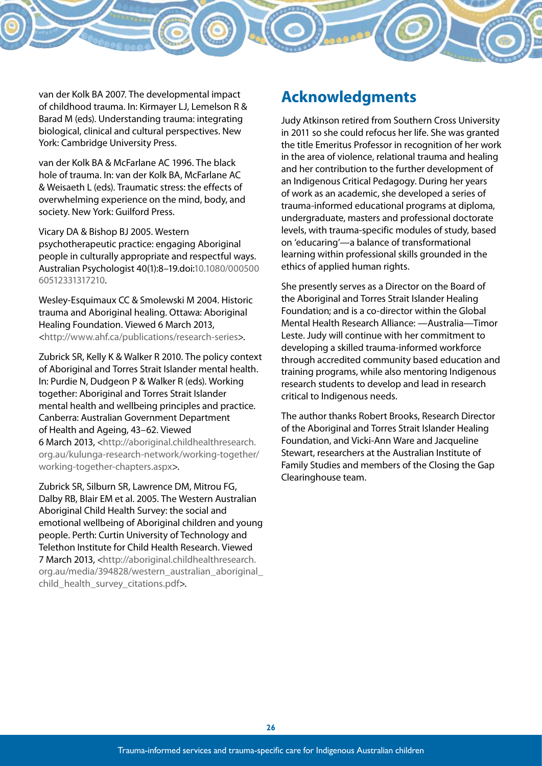van der Kolk BA 2007. The developmental impact of childhood trauma. In: Kirmayer LJ, Lemelson R & Barad M (eds). Understanding trauma: integrating biological, clinical and cultural perspectives. New York: Cambridge University Press.

van der Kolk BA & McFarlane AC 1996. The black hole of trauma. In: van der Kolk BA, McFarlane AC & Weisaeth L (eds). Traumatic stress: the effects of overwhelming experience on the mind, body, and society. New York: Guilford Press.

Vicary DA & Bishop BJ 2005. Western psychotherapeutic practice: engaging Aboriginal people in culturally appropriate and respectful ways. Australian Psychologist 40(1):8–19.doi:10.1080/00050060512331317210.

Wesley-Esquimaux CC & Smolewski M 2004. Historic trauma and Aboriginal healing. Ottawa: Aboriginal Healing Foundation. Viewed 6 March 2013, <http://www.ahf.ca/publications/research-series>.

Zubrick SR, Kelly K & Walker R 2010. The policy context of Aboriginal and Torres Strait Islander mental health. In: Purdie N, Dudgeon P & Walker R (eds). Working together: Aboriginal and Torres Strait Islander mental health and wellbeing principles and practice. Canberra: Australian Government Department of Health and Ageing, 43–62. Viewed 6 March 2013, <http://aboriginal.childhealthresearch.org.au/kulunga-research-network/working-together/working-together-chapters.aspx>.

Zubrick SR, Silburn SR, Lawrence DM, Mitrou FG, Dalby RB, Blair EM et al. 2005. The Western Australian Aboriginal Child Health Survey: the social and emotional wellbeing of Aboriginal children and young people. Perth: Curtin University of Technology and Telethon Institute for Child Health Research. Viewed 7 March 2013, <http://aboriginal.childhealthresearch.org.au/media/394828/western_australian_aboriginal_child_health_survey_citations.pdf>.

## Acknowledgments

Judy Atkinson retired from Southern Cross University in 2011 so she could refocus her life. She was granted the title Emeritus Professor in recognition of her work in the area of violence, relational trauma and healing and her contribution to the further development of an Indigenous Critical Pedagogy. During her years of work as an academic, she developed a series of trauma-informed educational programs at diploma, undergraduate, masters and professional doctorate levels, with trauma-specific modules of study, based on 'educaring'—a balance of transformational learning within professional skills grounded in the ethics of applied human rights.

She presently serves as a Director on the Board of the Aboriginal and Torres Strait Islander Healing Foundation; and is a co-director within the Global Mental Health Research Alliance: —Australia—Timor Leste. Judy will continue with her commitment to developing a skilled trauma-informed workforce through accredited community based education and training programs, while also mentoring Indigenous research students to develop and lead in research critical to Indigenous needs.

The author thanks Robert Brooks, Research Director of the Aboriginal and Torres Strait Islander Healing Foundation, and Vicki-Ann Ware and Jacqueline Stewart, researchers at the Australian Institute of Family Studies and members of the Closing the Gap Clearinghouse team.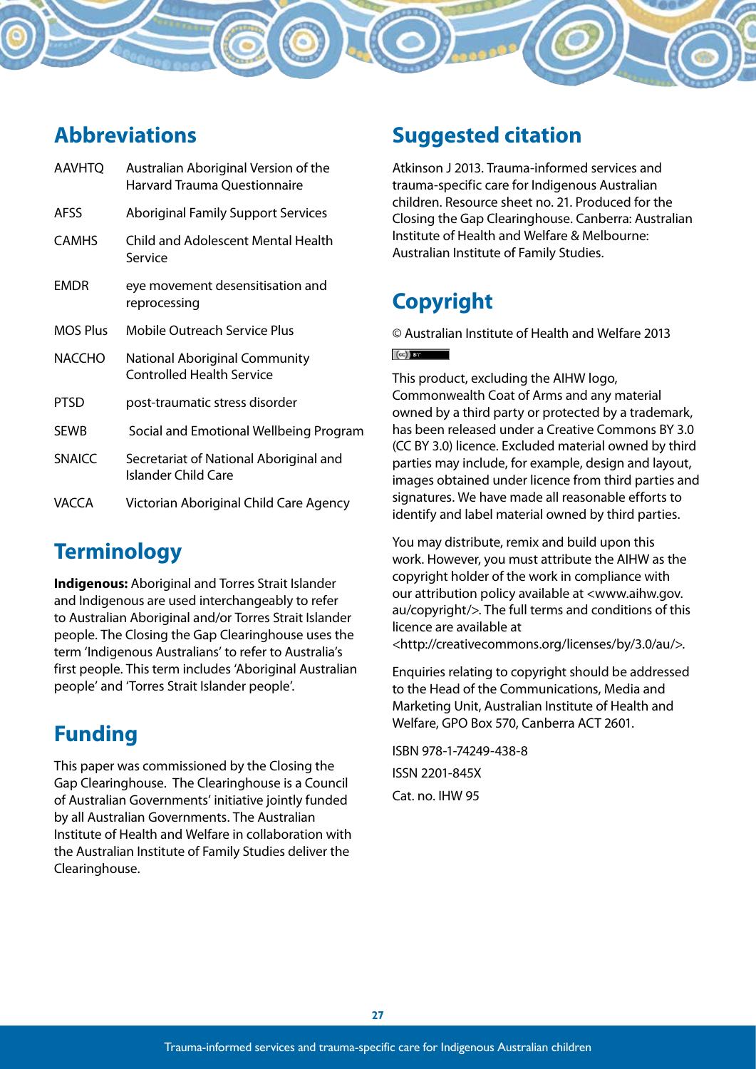## Abbreviations

| | |
|---|---|
| AAVHTQ | Australian Aboriginal Version of the Harvard Trauma Questionnaire |
| AFSS | Aboriginal Family Support Services |
| CAMHS | Child and Adolescent Mental Health Service |
| EMDR | eye movement desensitisation and reprocessing |
| MOS Plus | Mobile Outreach Service Plus |
| NACCHO | National Aboriginal Community Controlled Health Service |
| PTSD | post-traumatic stress disorder |
| SEWB | Social and Emotional Wellbeing Program |
| SNAICC | Secretariat of National Aboriginal and Islander Child Care |
| VACCA | Victorian Aboriginal Child Care Agency |

## Terminology

**Indigenous:** Aboriginal and Torres Strait Islander and Indigenous are used interchangeably to refer to Australian Aboriginal and/or Torres Strait Islander people. The Closing the Gap Clearinghouse uses the term 'Indigenous Australians' to refer to Australia's first people. This term includes 'Aboriginal Australian people' and 'Torres Strait Islander people'.

## Funding

This paper was commissioned by the Closing the Gap Clearinghouse. The Clearinghouse is a Council of Australian Governments' initiative jointly funded by all Australian Governments. The Australian Institute of Health and Welfare in collaboration with the Australian Institute of Family Studies deliver the Clearinghouse.

## Suggested citation

Atkinson J 2013. Trauma-informed services and trauma-specific care for Indigenous Australian children. Resource sheet no. 21. Produced for the Closing the Gap Clearinghouse. Canberra: Australian Institute of Health and Welfare & Melbourne: Australian Institute of Family Studies.

## Copyright

© Australian Institute of Health and Welfare 2013

This product, excluding the AIHW logo, Commonwealth Coat of Arms and any material owned by a third party or protected by a trademark, has been released under a Creative Commons BY 3.0 (CC BY 3.0) licence. Excluded material owned by third parties may include, for example, design and layout, images obtained under licence from third parties and signatures. We have made all reasonable efforts to identify and label material owned by third parties.

You may distribute, remix and build upon this work. However, you must attribute the AIHW as the copyright holder of the work in compliance with our attribution policy available at <www.aihw.gov.au/copyright/>. The full terms and conditions of this licence are available at <http://creativecommons.org/licenses/by/3.0/au/>.

Enquiries relating to copyright should be addressed to the Head of the Communications, Media and Marketing Unit, Australian Institute of Health and Welfare, GPO Box 570, Canberra ACT 2601.

ISBN 978-1-74249-438-8

ISSN 2201-845X

Cat. no. IHW 95